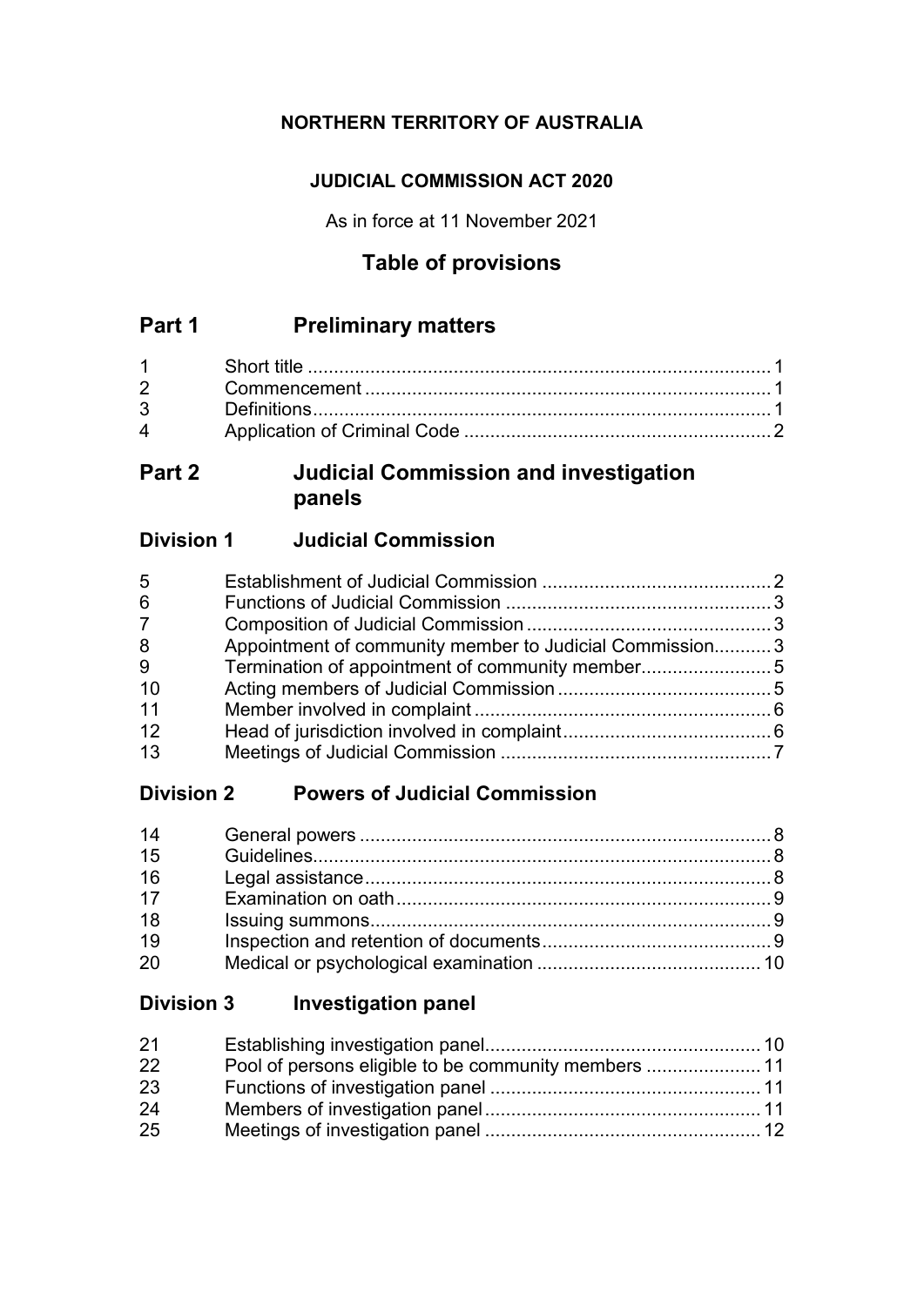**NORTHERN TERRITORY OF AUSTRALIA**

**JUDICIAL COMMISSION ACT 2020**

As in force at 11 November 2021

## Table of provisions

## Part 1 Preliminary matters

| | | |
|---|---|---|
| 1 | Short title | 1 |
| 2 | Commencement | 1 |
| 3 | Definitions | 1 |
| 4 | Application of Criminal Code | 2 |

## Part 2 Judicial Commission and investigation panels

### Division 1 Judicial Commission

| | | |
|---|---|---|
| 5 | Establishment of Judicial Commission | 2 |
| 6 | Functions of Judicial Commission | 3 |
| 7 | Composition of Judicial Commission | 3 |
| 8 | Appointment of community member to Judicial Commission | 3 |
| 9 | Termination of appointment of community member | 5 |
| 10 | Acting members of Judicial Commission | 5 |
| 11 | Member involved in complaint | 6 |
| 12 | Head of jurisdiction involved in complaint | 6 |
| 13 | Meetings of Judicial Commission | 7 |

### Division 2 Powers of Judicial Commission

| | | |
|---|---|---|
| 14 | General powers | 8 |
| 15 | Guidelines | 8 |
| 16 | Legal assistance | 8 |
| 17 | Examination on oath | 9 |
| 18 | Issuing summons | 9 |
| 19 | Inspection and retention of documents | 9 |
| 20 | Medical or psychological examination | 10 |

### Division 3 Investigation panel

| | | |
|---|---|---|
| 21 | Establishing investigation panel | 10 |
| 22 | Pool of persons eligible to be community members | 11 |
| 23 | Functions of investigation panel | 11 |
| 24 | Members of investigation panel | 11 |
| 25 | Meetings of investigation panel | 12 |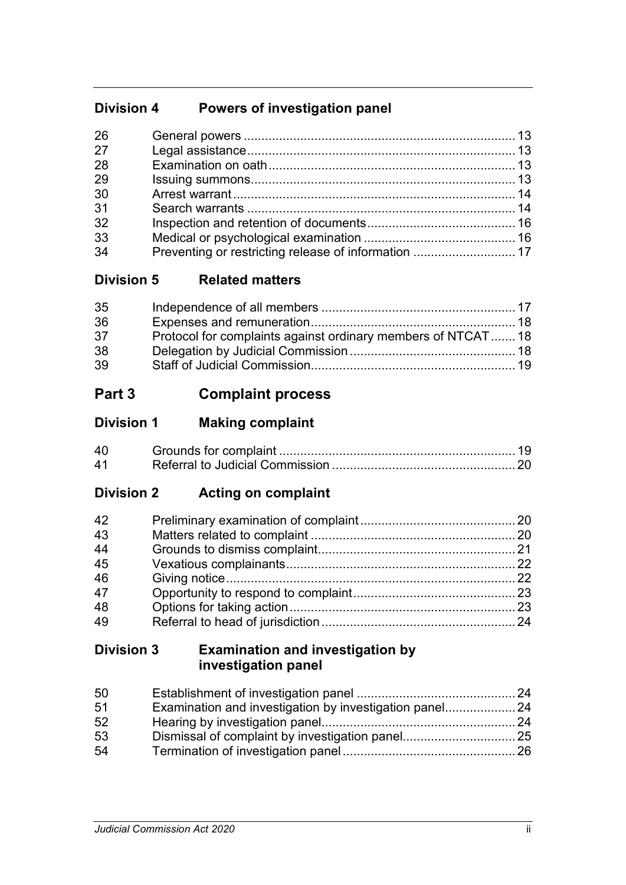## Division 4 Powers of investigation panel

| | | |
|---|---|---|
| 26 | General powers | 13 |
| 27 | Legal assistance | 13 |
| 28 | Examination on oath | 13 |
| 29 | Issuing summons | 13 |
| 30 | Arrest warrant | 14 |
| 31 | Search warrants | 14 |
| 32 | Inspection and retention of documents | 16 |
| 33 | Medical or psychological examination | 16 |
| 34 | Preventing or restricting release of information | 17 |

## Division 5 Related matters

| | | |
|---|---|---|
| 35 | Independence of all members | 17 |
| 36 | Expenses and remuneration | 18 |
| 37 | Protocol for complaints against ordinary members of NTCAT | 18 |
| 38 | Delegation by Judicial Commission | 18 |
| 39 | Staff of Judicial Commission | 19 |

# Part 3 Complaint process

## Division 1 Making complaint

| | | |
|---|---|---|
| 40 | Grounds for complaint | 19 |
| 41 | Referral to Judicial Commission | 20 |

## Division 2 Acting on complaint

| | | |
|---|---|---|
| 42 | Preliminary examination of complaint | 20 |
| 43 | Matters related to complaint | 20 |
| 44 | Grounds to dismiss complaint | 21 |
| 45 | Vexatious complainants | 22 |
| 46 | Giving notice | 22 |
| 47 | Opportunity to respond to complaint | 23 |
| 48 | Options for taking action | 23 |
| 49 | Referral to head of jurisdiction | 24 |

## Division 3 Examination and investigation by investigation panel

| | | |
|---|---|---|
| 50 | Establishment of investigation panel | 24 |
| 51 | Examination and investigation by investigation panel | 24 |
| 52 | Hearing by investigation panel | 24 |
| 53 | Dismissal of complaint by investigation panel | 25 |
| 54 | Termination of investigation panel | 26 |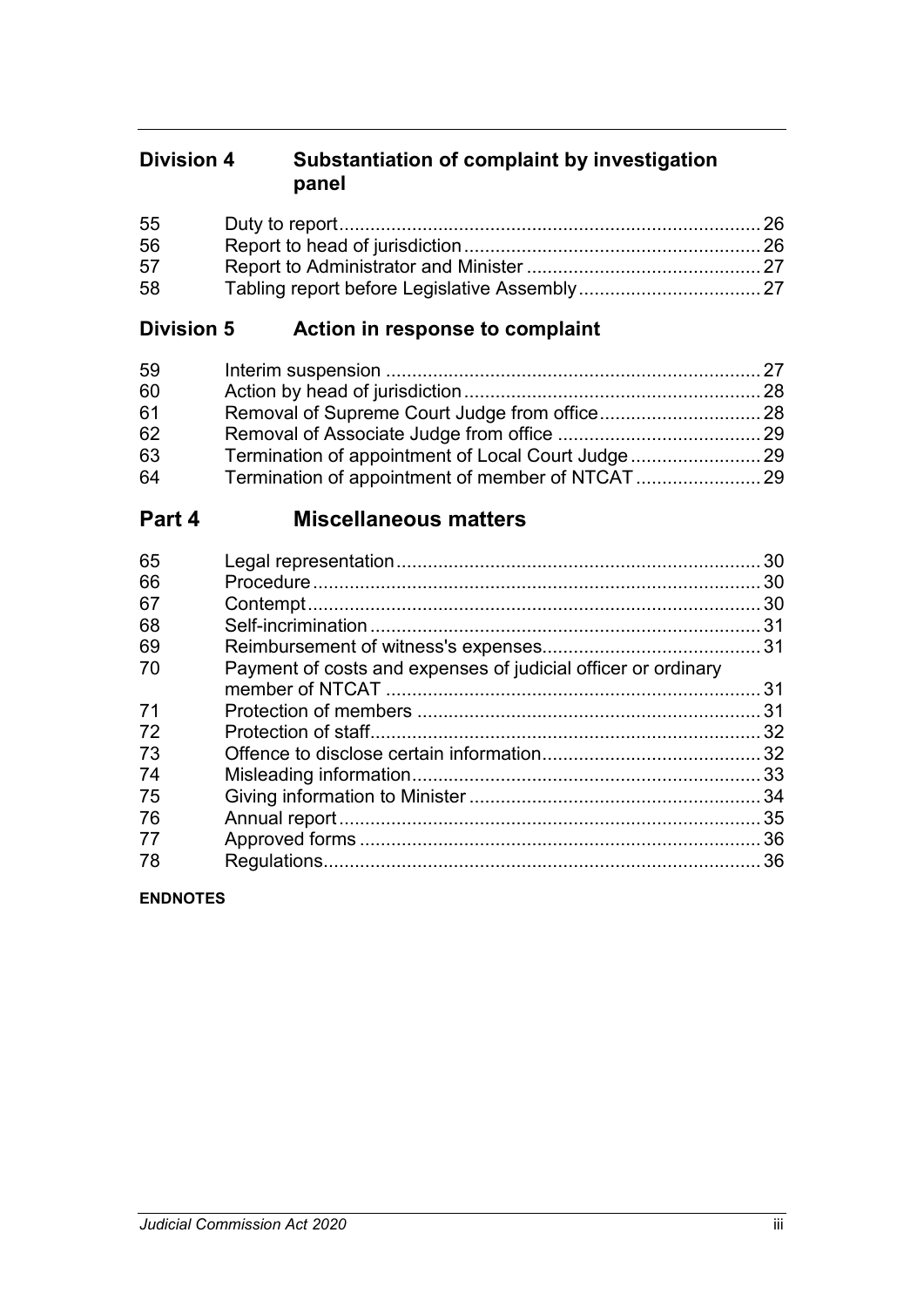### Division 4 Substantiation of complaint by investigation panel

| | | |
|---|---|---|
| 55 | Duty to report | 26 |
| 56 | Report to head of jurisdiction | 26 |
| 57 | Report to Administrator and Minister | 27 |
| 58 | Tabling report before Legislative Assembly | 27 |

### Division 5 Action in response to complaint

| | | |
|---|---|---|
| 59 | Interim suspension | 27 |
| 60 | Action by head of jurisdiction | 28 |
| 61 | Removal of Supreme Court Judge from office | 28 |
| 62 | Removal of Associate Judge from office | 29 |
| 63 | Termination of appointment of Local Court Judge | 29 |
| 64 | Termination of appointment of member of NTCAT | 29 |

## Part 4 Miscellaneous matters

| | | |
|---|---|---|
| 65 | Legal representation | 30 |
| 66 | Procedure | 30 |
| 67 | Contempt | 30 |
| 68 | Self-incrimination | 31 |
| 69 | Reimbursement of witness's expenses | 31 |
| 70 | Payment of costs and expenses of judicial officer or ordinary member of NTCAT | 31 |
| 71 | Protection of members | 31 |
| 72 | Protection of staff | 32 |
| 73 | Offence to disclose certain information | 32 |
| 74 | Misleading information | 33 |
| 75 | Giving information to Minister | 34 |
| 76 | Annual report | 35 |
| 77 | Approved forms | 36 |
| 78 | Regulations | 36 |

**ENDNOTES**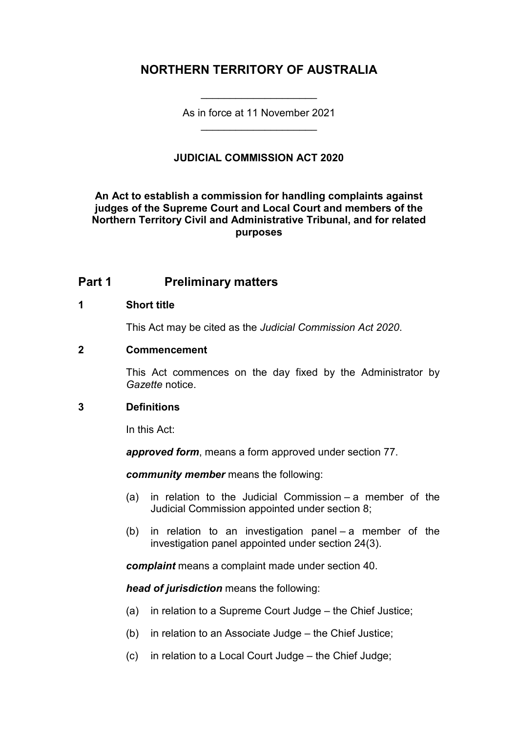# NORTHERN TERRITORY OF AUSTRALIA

As in force at 11 November 2021

**JUDICIAL COMMISSION ACT 2020**

**An Act to establish a commission for handling complaints against judges of the Supreme Court and Local Court and members of the Northern Territory Civil and Administrative Tribunal, and for related purposes**

## Part 1 Preliminary matters

### 1 Short title

This Act may be cited as the *Judicial Commission Act 2020*.

### 2 Commencement

This Act commences on the day fixed by the Administrator by *Gazette* notice.

### 3 Definitions

In this Act:

***approved form***, means a form approved under section 77.

***community member*** means the following:

(a) in relation to the Judicial Commission – a member of the Judicial Commission appointed under section 8;

(b) in relation to an investigation panel – a member of the investigation panel appointed under section 24(3).

***complaint*** means a complaint made under section 40.

***head of jurisdiction*** means the following:

(a) in relation to a Supreme Court Judge – the Chief Justice;

(b) in relation to an Associate Judge – the Chief Justice;

(c) in relation to a Local Court Judge – the Chief Judge;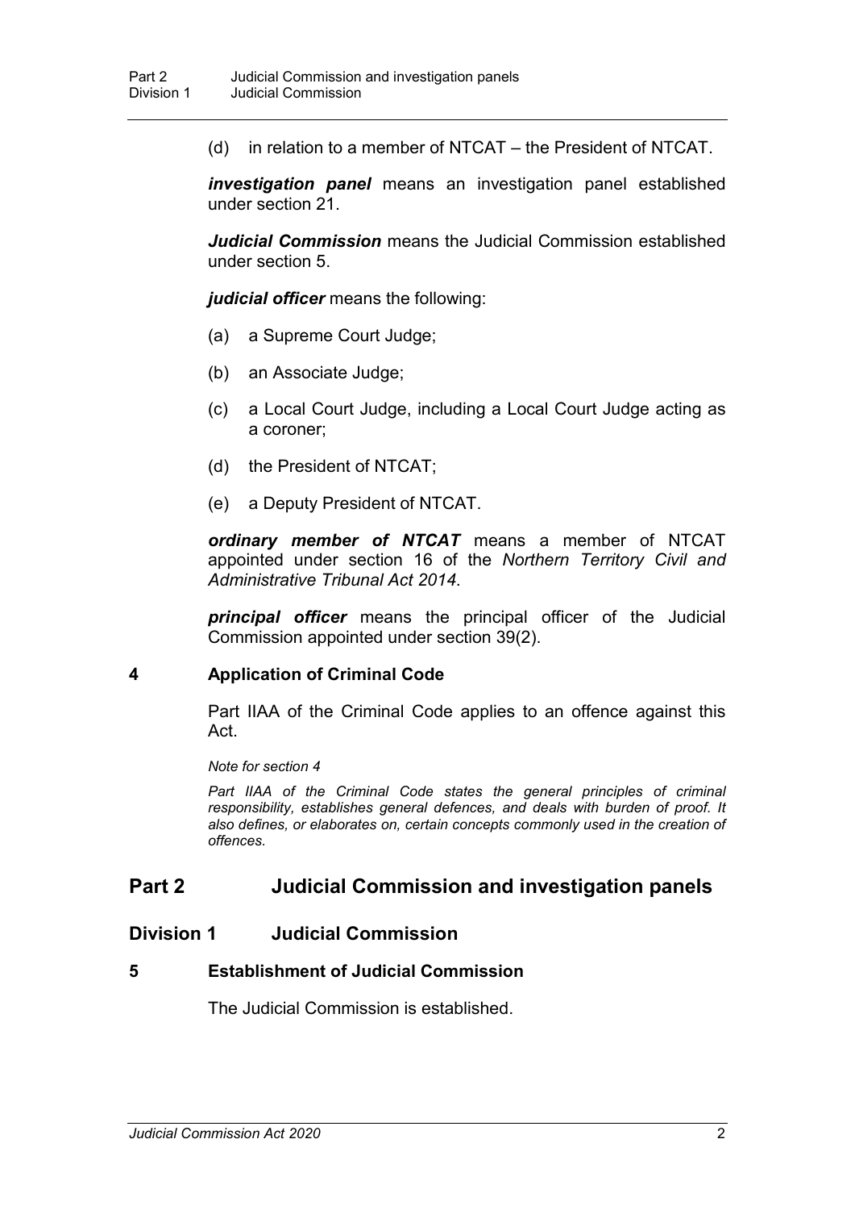(d) in relation to a member of NTCAT – the President of NTCAT.

***investigation panel*** means an investigation panel established under section 21.

***Judicial Commission*** means the Judicial Commission established under section 5.

***judicial officer*** means the following:

(a) a Supreme Court Judge;

(b) an Associate Judge;

(c) a Local Court Judge, including a Local Court Judge acting as a coroner;

(d) the President of NTCAT;

(e) a Deputy President of NTCAT.

***ordinary member of NTCAT*** means a member of NTCAT appointed under section 16 of the *Northern Territory Civil and Administrative Tribunal Act 2014*.

***principal officer*** means the principal officer of the Judicial Commission appointed under section 39(2).

### 4 Application of Criminal Code

Part IIAA of the Criminal Code applies to an offence against this Act.

*Note for section 4*

*Part IIAA of the Criminal Code states the general principles of criminal responsibility, establishes general defences, and deals with burden of proof. It also defines, or elaborates on, certain concepts commonly used in the creation of offences.*

## Part 2 Judicial Commission and investigation panels

## Division 1 Judicial Commission

### 5 Establishment of Judicial Commission

The Judicial Commission is established.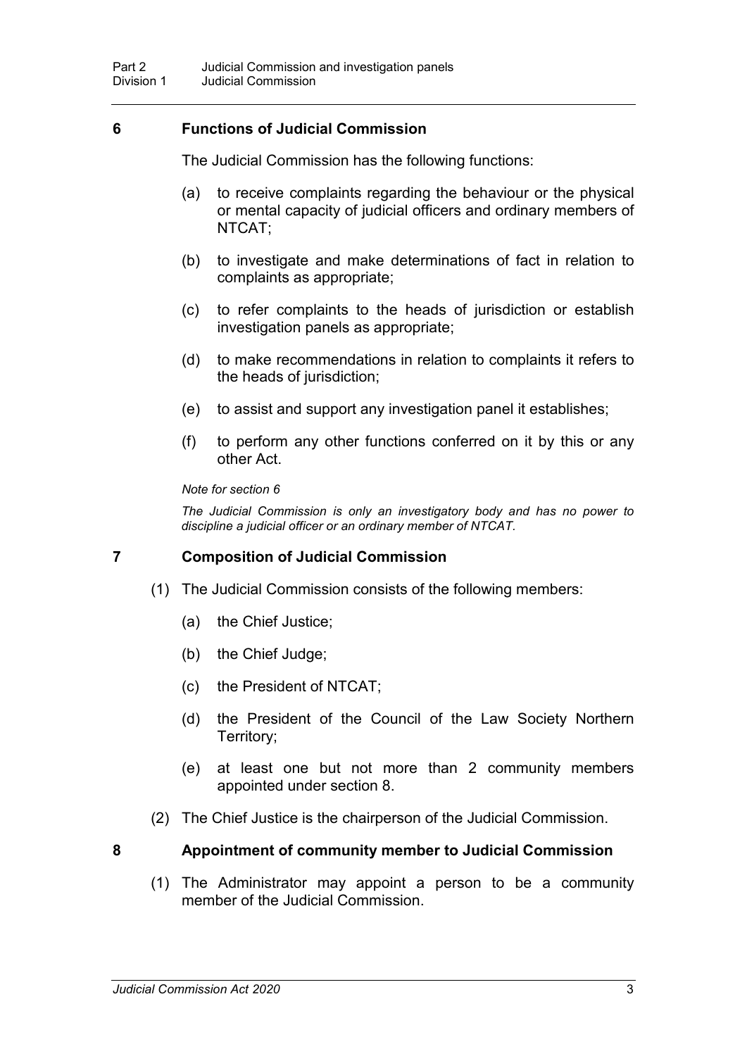## 6 Functions of Judicial Commission

The Judicial Commission has the following functions:

(a) to receive complaints regarding the behaviour or the physical or mental capacity of judicial officers and ordinary members of NTCAT;

(b) to investigate and make determinations of fact in relation to complaints as appropriate;

(c) to refer complaints to the heads of jurisdiction or establish investigation panels as appropriate;

(d) to make recommendations in relation to complaints it refers to the heads of jurisdiction;

(e) to assist and support any investigation panel it establishes;

(f) to perform any other functions conferred on it by this or any other Act.

*Note for section 6*

*The Judicial Commission is only an investigatory body and has no power to discipline a judicial officer or an ordinary member of NTCAT.*

## 7 Composition of Judicial Commission

(1) The Judicial Commission consists of the following members:

(a) the Chief Justice;

(b) the Chief Judge;

(c) the President of NTCAT;

(d) the President of the Council of the Law Society Northern Territory;

(e) at least one but not more than 2 community members appointed under section 8.

(2) The Chief Justice is the chairperson of the Judicial Commission.

## 8 Appointment of community member to Judicial Commission

(1) The Administrator may appoint a person to be a community member of the Judicial Commission.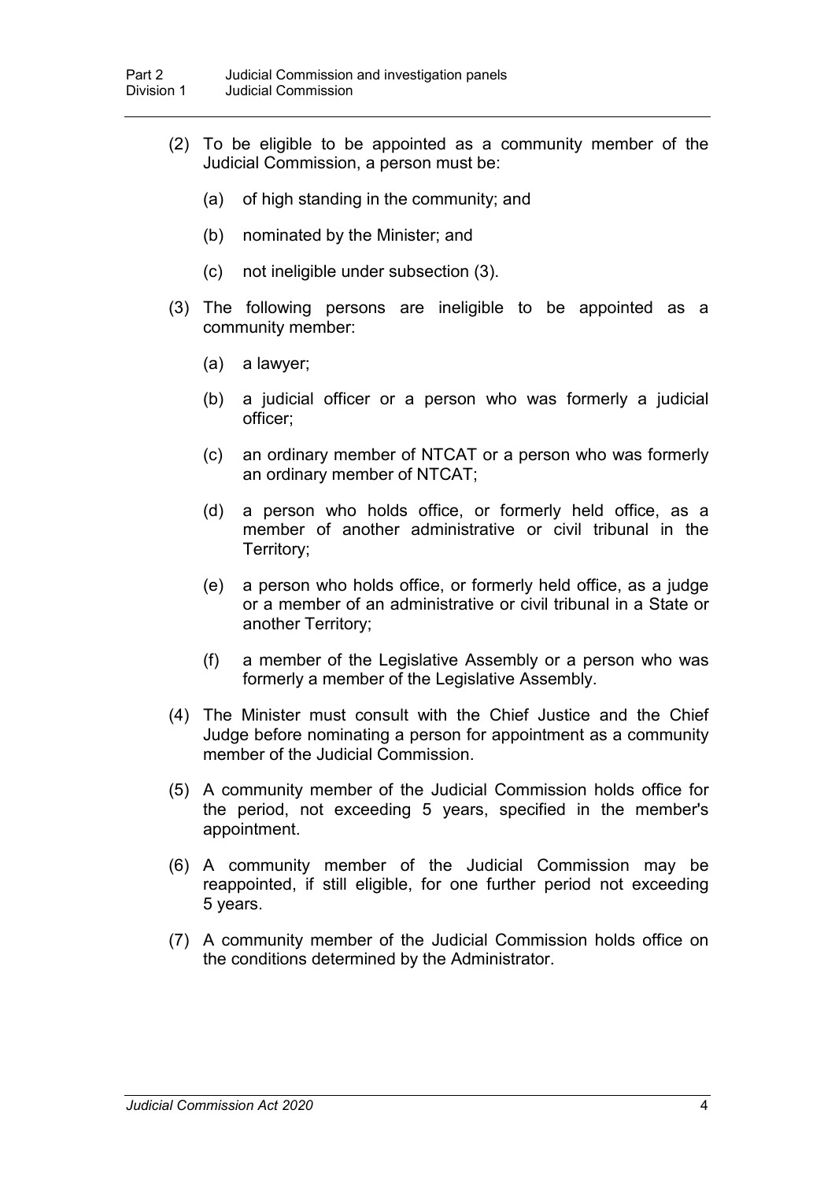(2) To be eligible to be appointed as a community member of the Judicial Commission, a person must be:

(a) of high standing in the community; and

(b) nominated by the Minister; and

(c) not ineligible under subsection (3).

(3) The following persons are ineligible to be appointed as a community member:

(a) a lawyer;

(b) a judicial officer or a person who was formerly a judicial officer;

(c) an ordinary member of NTCAT or a person who was formerly an ordinary member of NTCAT;

(d) a person who holds office, or formerly held office, as a member of another administrative or civil tribunal in the Territory;

(e) a person who holds office, or formerly held office, as a judge or a member of an administrative or civil tribunal in a State or another Territory;

(f) a member of the Legislative Assembly or a person who was formerly a member of the Legislative Assembly.

(4) The Minister must consult with the Chief Justice and the Chief Judge before nominating a person for appointment as a community member of the Judicial Commission.

(5) A community member of the Judicial Commission holds office for the period, not exceeding 5 years, specified in the member's appointment.

(6) A community member of the Judicial Commission may be reappointed, if still eligible, for one further period not exceeding 5 years.

(7) A community member of the Judicial Commission holds office on the conditions determined by the Administrator.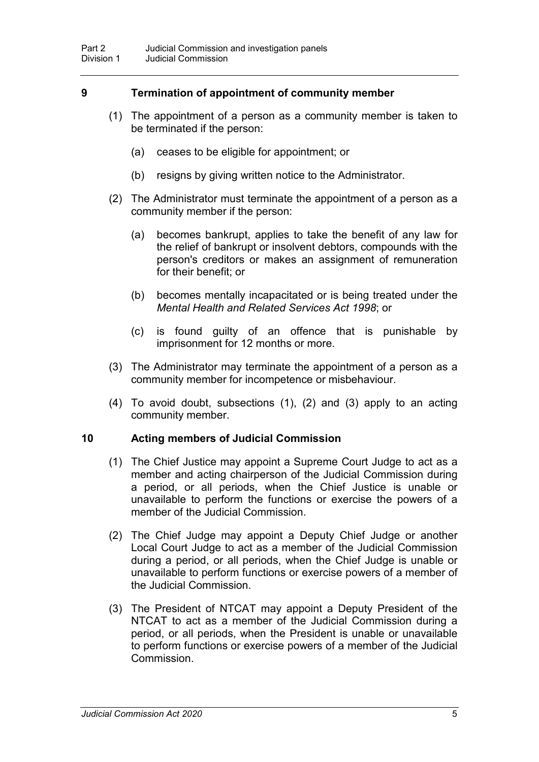## 9 Termination of appointment of community member

(1) The appointment of a person as a community member is taken to be terminated if the person:

(a) ceases to be eligible for appointment; or

(b) resigns by giving written notice to the Administrator.

(2) The Administrator must terminate the appointment of a person as a community member if the person:

(a) becomes bankrupt, applies to take the benefit of any law for the relief of bankrupt or insolvent debtors, compounds with the person's creditors or makes an assignment of remuneration for their benefit; or

(b) becomes mentally incapacitated or is being treated under the *Mental Health and Related Services Act 1998*; or

(c) is found guilty of an offence that is punishable by imprisonment for 12 months or more.

(3) The Administrator may terminate the appointment of a person as a community member for incompetence or misbehaviour.

(4) To avoid doubt, subsections (1), (2) and (3) apply to an acting community member.

## 10 Acting members of Judicial Commission

(1) The Chief Justice may appoint a Supreme Court Judge to act as a member and acting chairperson of the Judicial Commission during a period, or all periods, when the Chief Justice is unable or unavailable to perform the functions or exercise the powers of a member of the Judicial Commission.

(2) The Chief Judge may appoint a Deputy Chief Judge or another Local Court Judge to act as a member of the Judicial Commission during a period, or all periods, when the Chief Judge is unable or unavailable to perform functions or exercise powers of a member of the Judicial Commission.

(3) The President of NTCAT may appoint a Deputy President of the NTCAT to act as a member of the Judicial Commission during a period, or all periods, when the President is unable or unavailable to perform functions or exercise powers of a member of the Judicial Commission.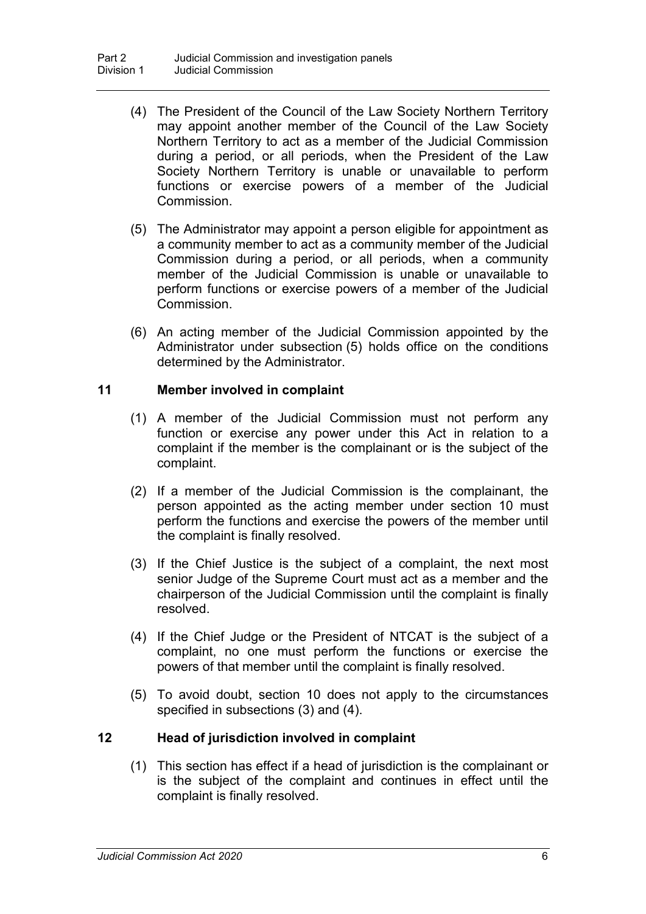(4) The President of the Council of the Law Society Northern Territory may appoint another member of the Council of the Law Society Northern Territory to act as a member of the Judicial Commission during a period, or all periods, when the President of the Law Society Northern Territory is unable or unavailable to perform functions or exercise powers of a member of the Judicial Commission.

(5) The Administrator may appoint a person eligible for appointment as a community member to act as a community member of the Judicial Commission during a period, or all periods, when a community member of the Judicial Commission is unable or unavailable to perform functions or exercise powers of a member of the Judicial Commission.

(6) An acting member of the Judicial Commission appointed by the Administrator under subsection (5) holds office on the conditions determined by the Administrator.

### 11 Member involved in complaint

(1) A member of the Judicial Commission must not perform any function or exercise any power under this Act in relation to a complaint if the member is the complainant or is the subject of the complaint.

(2) If a member of the Judicial Commission is the complainant, the person appointed as the acting member under section 10 must perform the functions and exercise the powers of the member until the complaint is finally resolved.

(3) If the Chief Justice is the subject of a complaint, the next most senior Judge of the Supreme Court must act as a member and the chairperson of the Judicial Commission until the complaint is finally resolved.

(4) If the Chief Judge or the President of NTCAT is the subject of a complaint, no one must perform the functions or exercise the powers of that member until the complaint is finally resolved.

(5) To avoid doubt, section 10 does not apply to the circumstances specified in subsections (3) and (4).

### 12 Head of jurisdiction involved in complaint

(1) This section has effect if a head of jurisdiction is the complainant or is the subject of the complaint and continues in effect until the complaint is finally resolved.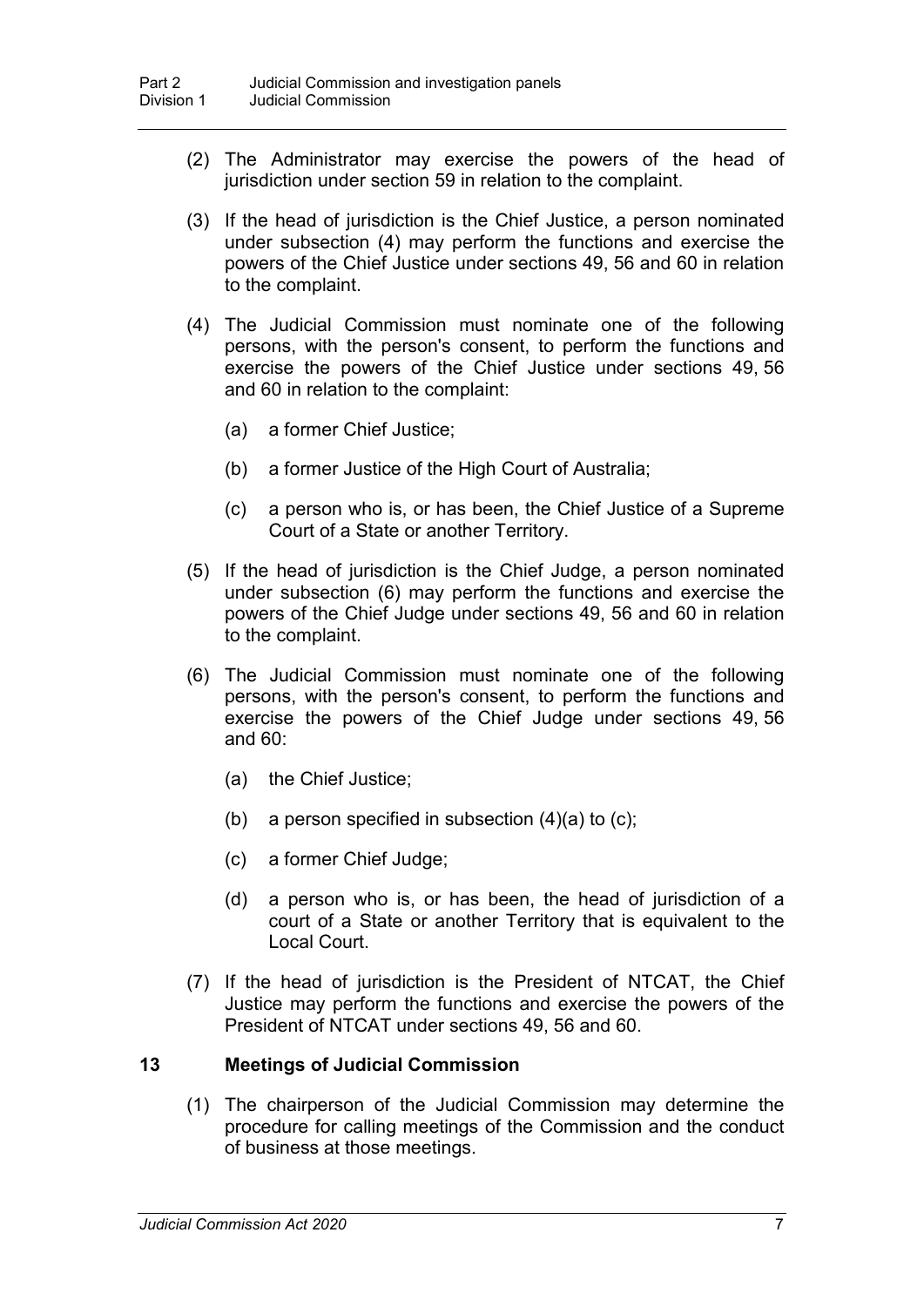(2) The Administrator may exercise the powers of the head of jurisdiction under section 59 in relation to the complaint.

(3) If the head of jurisdiction is the Chief Justice, a person nominated under subsection (4) may perform the functions and exercise the powers of the Chief Justice under sections 49, 56 and 60 in relation to the complaint.

(4) The Judicial Commission must nominate one of the following persons, with the person's consent, to perform the functions and exercise the powers of the Chief Justice under sections 49, 56 and 60 in relation to the complaint:

   (a) a former Chief Justice;

   (b) a former Justice of the High Court of Australia;

   (c) a person who is, or has been, the Chief Justice of a Supreme Court of a State or another Territory.

(5) If the head of jurisdiction is the Chief Judge, a person nominated under subsection (6) may perform the functions and exercise the powers of the Chief Judge under sections 49, 56 and 60 in relation to the complaint.

(6) The Judicial Commission must nominate one of the following persons, with the person's consent, to perform the functions and exercise the powers of the Chief Judge under sections 49, 56 and 60:

   (a) the Chief Justice;

   (b) a person specified in subsection (4)(a) to (c);

   (c) a former Chief Judge;

   (d) a person who is, or has been, the head of jurisdiction of a court of a State or another Territory that is equivalent to the Local Court.

(7) If the head of jurisdiction is the President of NTCAT, the Chief Justice may perform the functions and exercise the powers of the President of NTCAT under sections 49, 56 and 60.

## 13 Meetings of Judicial Commission

(1) The chairperson of the Judicial Commission may determine the procedure for calling meetings of the Commission and the conduct of business at those meetings.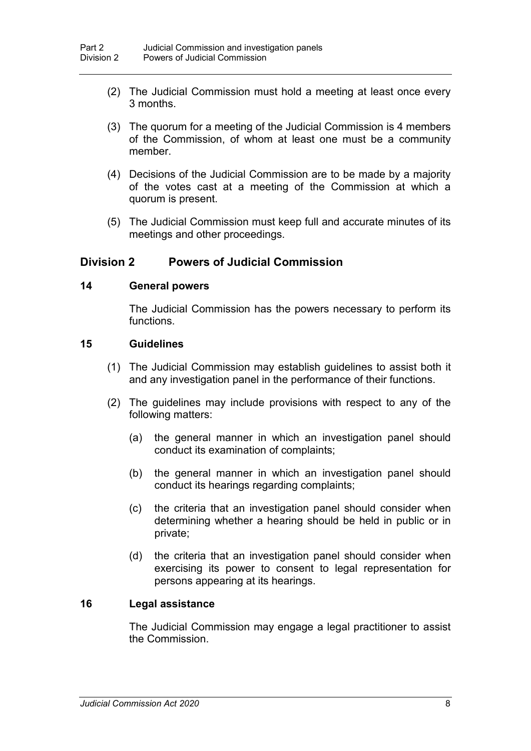(2) The Judicial Commission must hold a meeting at least once every 3 months.

(3) The quorum for a meeting of the Judicial Commission is 4 members of the Commission, of whom at least one must be a community member.

(4) Decisions of the Judicial Commission are to be made by a majority of the votes cast at a meeting of the Commission at which a quorum is present.

(5) The Judicial Commission must keep full and accurate minutes of its meetings and other proceedings.

## Division 2 Powers of Judicial Commission

### 14 General powers

The Judicial Commission has the powers necessary to perform its functions.

### 15 Guidelines

(1) The Judicial Commission may establish guidelines to assist both it and any investigation panel in the performance of their functions.

(2) The guidelines may include provisions with respect to any of the following matters:

(a) the general manner in which an investigation panel should conduct its examination of complaints;

(b) the general manner in which an investigation panel should conduct its hearings regarding complaints;

(c) the criteria that an investigation panel should consider when determining whether a hearing should be held in public or in private;

(d) the criteria that an investigation panel should consider when exercising its power to consent to legal representation for persons appearing at its hearings.

### 16 Legal assistance

The Judicial Commission may engage a legal practitioner to assist the Commission.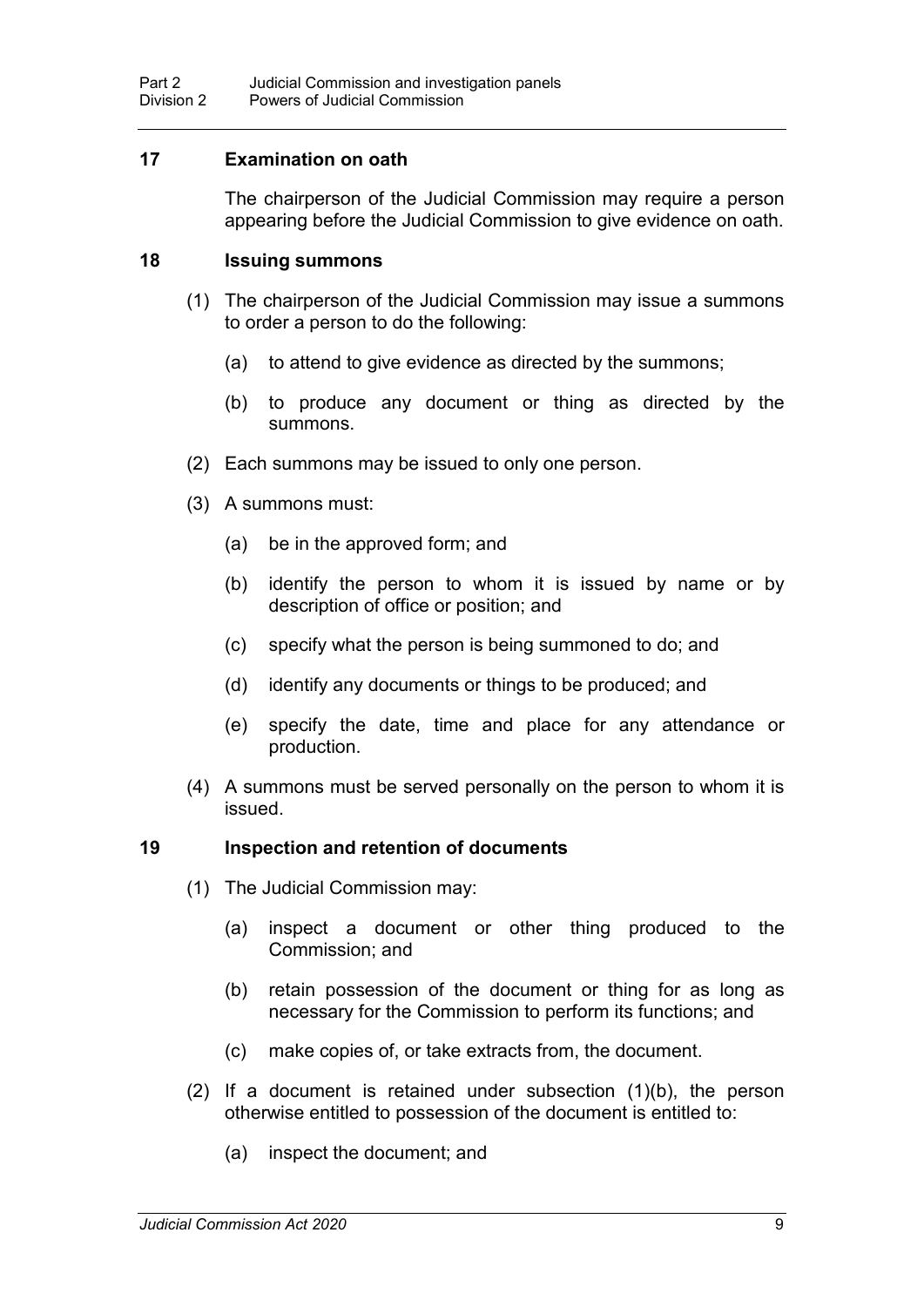## 17 Examination on oath

The chairperson of the Judicial Commission may require a person appearing before the Judicial Commission to give evidence on oath.

## 18 Issuing summons

(1) The chairperson of the Judicial Commission may issue a summons to order a person to do the following:

(a) to attend to give evidence as directed by the summons;

(b) to produce any document or thing as directed by the summons.

(2) Each summons may be issued to only one person.

(3) A summons must:

(a) be in the approved form; and

(b) identify the person to whom it is issued by name or by description of office or position; and

(c) specify what the person is being summoned to do; and

(d) identify any documents or things to be produced; and

(e) specify the date, time and place for any attendance or production.

(4) A summons must be served personally on the person to whom it is issued.

## 19 Inspection and retention of documents

(1) The Judicial Commission may:

(a) inspect a document or other thing produced to the Commission; and

(b) retain possession of the document or thing for as long as necessary for the Commission to perform its functions; and

(c) make copies of, or take extracts from, the document.

(2) If a document is retained under subsection (1)(b), the person otherwise entitled to possession of the document is entitled to:

(a) inspect the document; and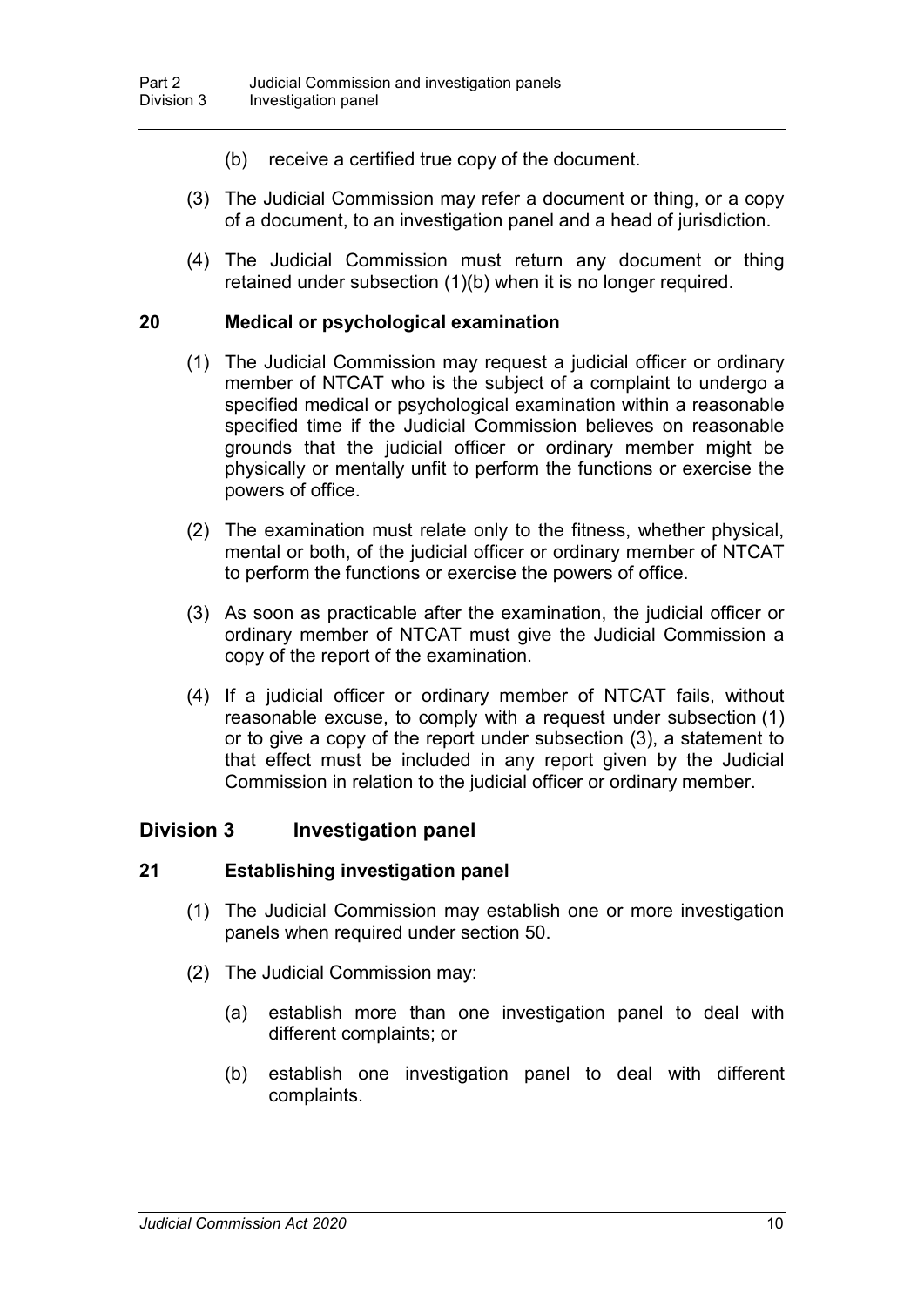(b) receive a certified true copy of the document.

(3) The Judicial Commission may refer a document or thing, or a copy of a document, to an investigation panel and a head of jurisdiction.

(4) The Judicial Commission must return any document or thing retained under subsection (1)(b) when it is no longer required.

### 20 Medical or psychological examination

(1) The Judicial Commission may request a judicial officer or ordinary member of NTCAT who is the subject of a complaint to undergo a specified medical or psychological examination within a reasonable specified time if the Judicial Commission believes on reasonable grounds that the judicial officer or ordinary member might be physically or mentally unfit to perform the functions or exercise the powers of office.

(2) The examination must relate only to the fitness, whether physical, mental or both, of the judicial officer or ordinary member of NTCAT to perform the functions or exercise the powers of office.

(3) As soon as practicable after the examination, the judicial officer or ordinary member of NTCAT must give the Judicial Commission a copy of the report of the examination.

(4) If a judicial officer or ordinary member of NTCAT fails, without reasonable excuse, to comply with a request under subsection (1) or to give a copy of the report under subsection (3), a statement to that effect must be included in any report given by the Judicial Commission in relation to the judicial officer or ordinary member.

## Division 3 Investigation panel

### 21 Establishing investigation panel

(1) The Judicial Commission may establish one or more investigation panels when required under section 50.

(2) The Judicial Commission may:

(a) establish more than one investigation panel to deal with different complaints; or

(b) establish one investigation panel to deal with different complaints.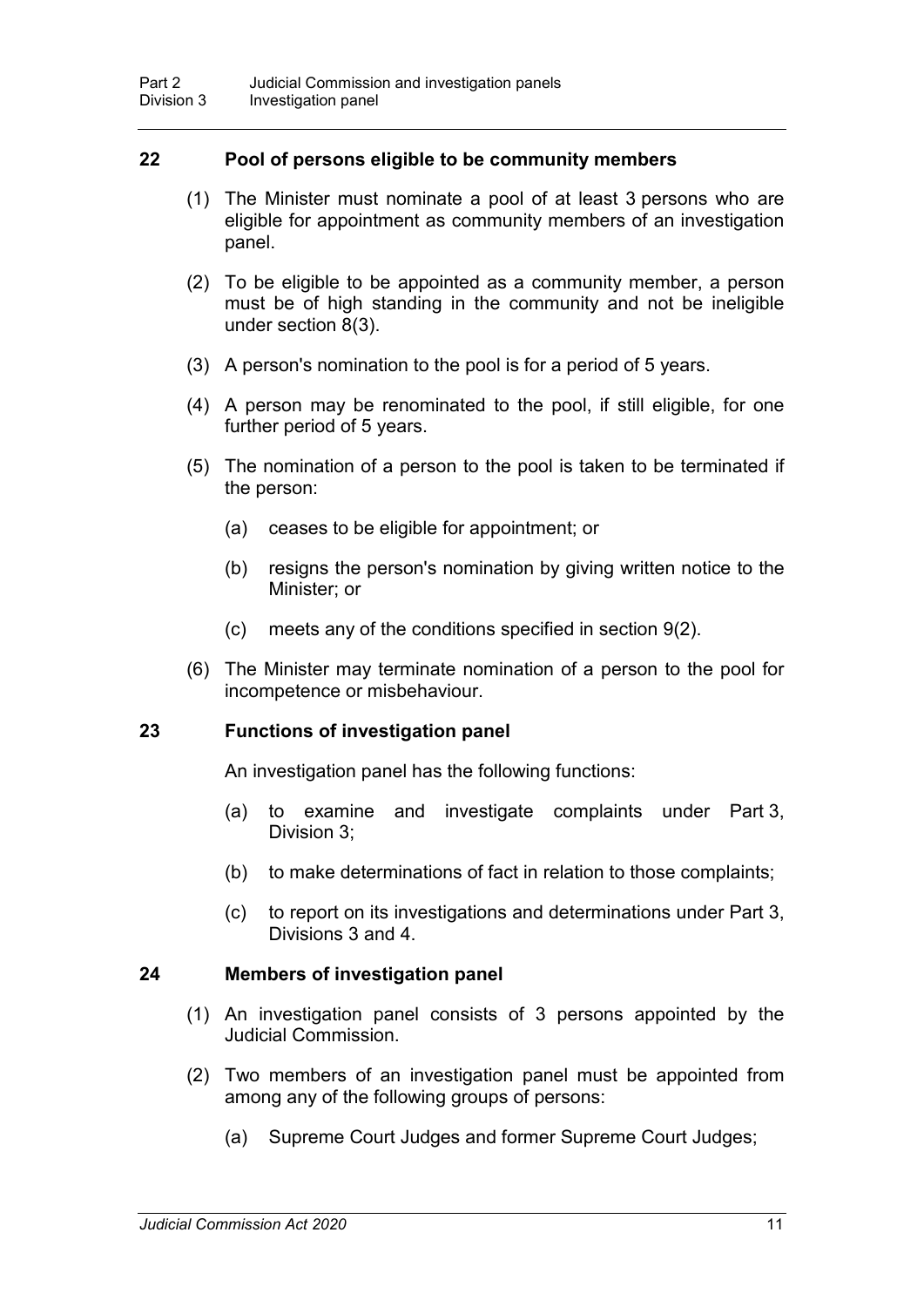## 22 Pool of persons eligible to be community members

(1) The Minister must nominate a pool of at least 3 persons who are eligible for appointment as community members of an investigation panel.

(2) To be eligible to be appointed as a community member, a person must be of high standing in the community and not be ineligible under section 8(3).

(3) A person's nomination to the pool is for a period of 5 years.

(4) A person may be renominated to the pool, if still eligible, for one further period of 5 years.

(5) The nomination of a person to the pool is taken to be terminated if the person:

- (a) ceases to be eligible for appointment; or
- (b) resigns the person's nomination by giving written notice to the Minister; or
- (c) meets any of the conditions specified in section 9(2).

(6) The Minister may terminate nomination of a person to the pool for incompetence or misbehaviour.

## 23 Functions of investigation panel

An investigation panel has the following functions:

- (a) to examine and investigate complaints under Part 3, Division 3;
- (b) to make determinations of fact in relation to those complaints;
- (c) to report on its investigations and determinations under Part 3, Divisions 3 and 4.

## 24 Members of investigation panel

(1) An investigation panel consists of 3 persons appointed by the Judicial Commission.

(2) Two members of an investigation panel must be appointed from among any of the following groups of persons:

- (a) Supreme Court Judges and former Supreme Court Judges;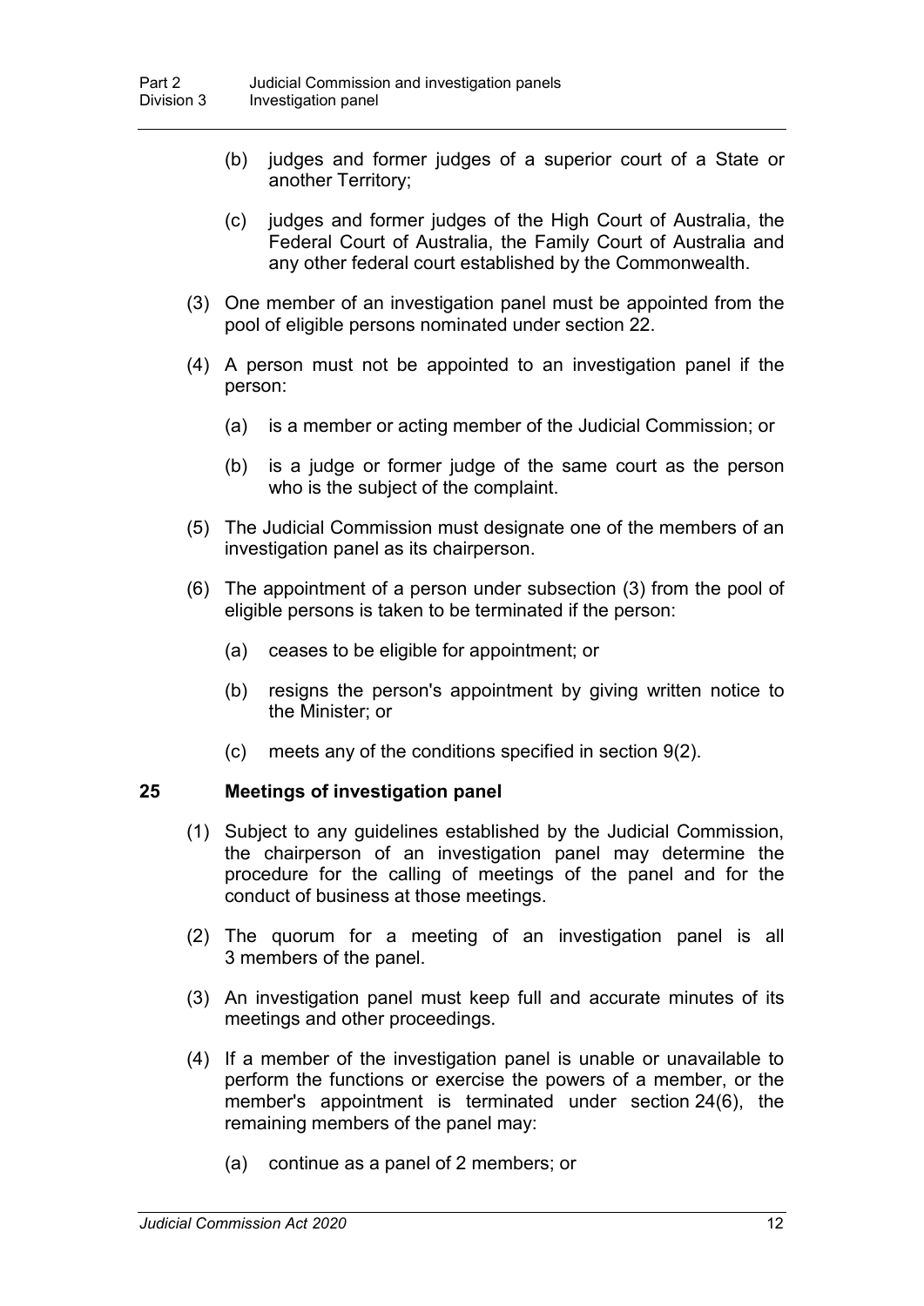(b) judges and former judges of a superior court of a State or another Territory;

(c) judges and former judges of the High Court of Australia, the Federal Court of Australia, the Family Court of Australia and any other federal court established by the Commonwealth.

(3) One member of an investigation panel must be appointed from the pool of eligible persons nominated under section 22.

(4) A person must not be appointed to an investigation panel if the person:

(a) is a member or acting member of the Judicial Commission; or

(b) is a judge or former judge of the same court as the person who is the subject of the complaint.

(5) The Judicial Commission must designate one of the members of an investigation panel as its chairperson.

(6) The appointment of a person under subsection (3) from the pool of eligible persons is taken to be terminated if the person:

(a) ceases to be eligible for appointment; or

(b) resigns the person's appointment by giving written notice to the Minister; or

(c) meets any of the conditions specified in section 9(2).

### 25 Meetings of investigation panel

(1) Subject to any guidelines established by the Judicial Commission, the chairperson of an investigation panel may determine the procedure for the calling of meetings of the panel and for the conduct of business at those meetings.

(2) The quorum for a meeting of an investigation panel is all 3 members of the panel.

(3) An investigation panel must keep full and accurate minutes of its meetings and other proceedings.

(4) If a member of the investigation panel is unable or unavailable to perform the functions or exercise the powers of a member, or the member's appointment is terminated under section 24(6), the remaining members of the panel may:

(a) continue as a panel of 2 members; or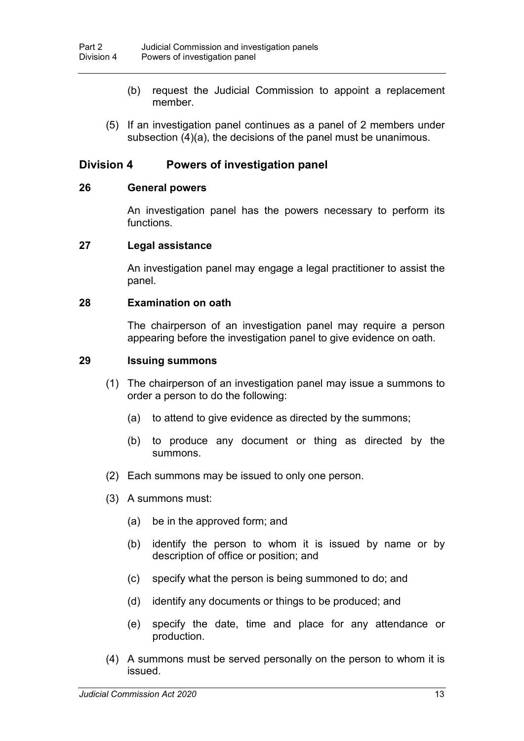(b) request the Judicial Commission to appoint a replacement member.

(5) If an investigation panel continues as a panel of 2 members under subsection (4)(a), the decisions of the panel must be unanimous.

## Division 4 Powers of investigation panel

### 26 General powers

An investigation panel has the powers necessary to perform its functions.

### 27 Legal assistance

An investigation panel may engage a legal practitioner to assist the panel.

### 28 Examination on oath

The chairperson of an investigation panel may require a person appearing before the investigation panel to give evidence on oath.

### 29 Issuing summons

(1) The chairperson of an investigation panel may issue a summons to order a person to do the following:

(a) to attend to give evidence as directed by the summons;

(b) to produce any document or thing as directed by the summons.

(2) Each summons may be issued to only one person.

(3) A summons must:

(a) be in the approved form; and

(b) identify the person to whom it is issued by name or by description of office or position; and

(c) specify what the person is being summoned to do; and

(d) identify any documents or things to be produced; and

(e) specify the date, time and place for any attendance or production.

(4) A summons must be served personally on the person to whom it is issued.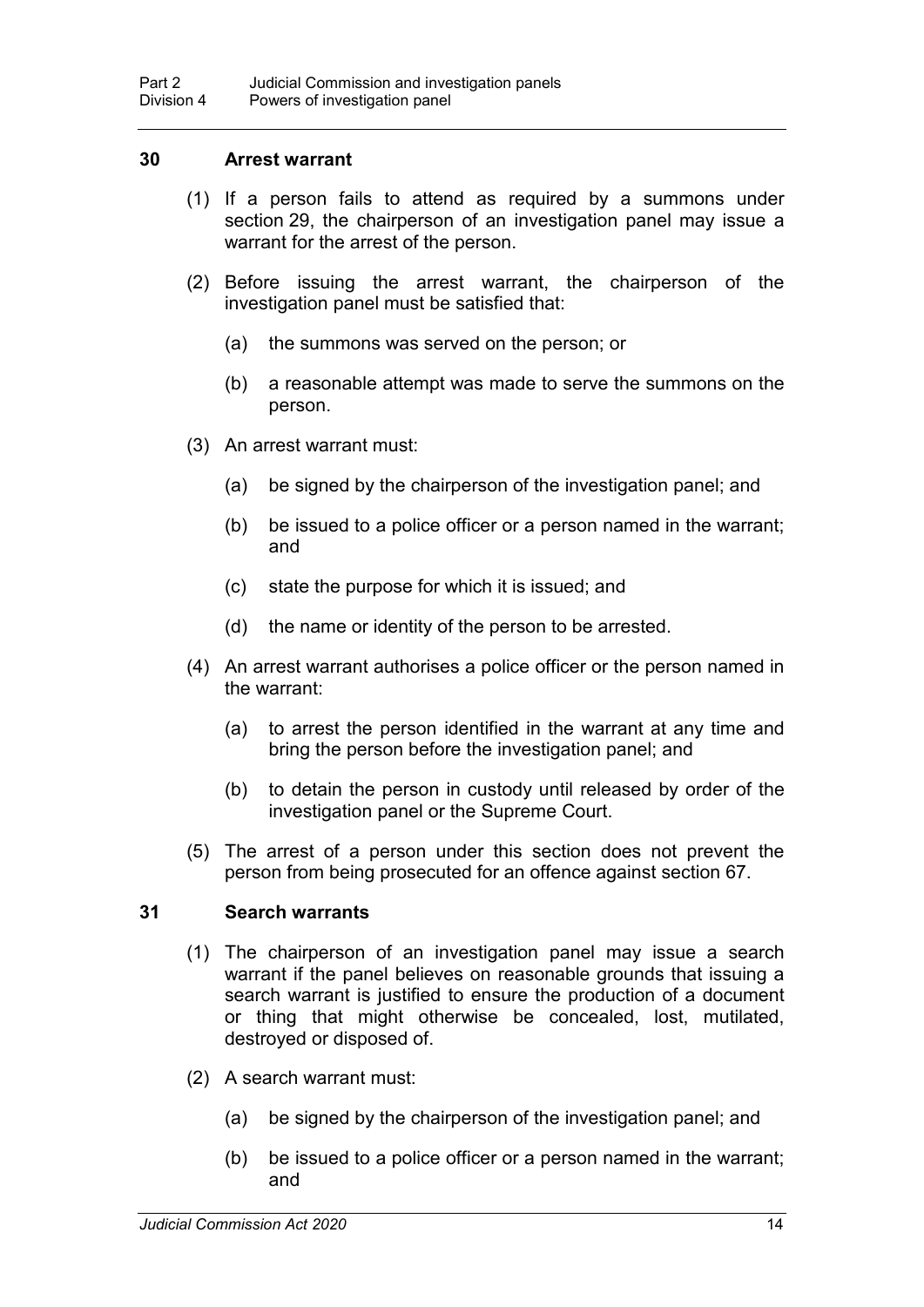### 30 Arrest warrant

(1) If a person fails to attend as required by a summons under section 29, the chairperson of an investigation panel may issue a warrant for the arrest of the person.

(2) Before issuing the arrest warrant, the chairperson of the investigation panel must be satisfied that:

(a) the summons was served on the person; or

(b) a reasonable attempt was made to serve the summons on the person.

(3) An arrest warrant must:

(a) be signed by the chairperson of the investigation panel; and

(b) be issued to a police officer or a person named in the warrant; and

(c) state the purpose for which it is issued; and

(d) the name or identity of the person to be arrested.

(4) An arrest warrant authorises a police officer or the person named in the warrant:

(a) to arrest the person identified in the warrant at any time and bring the person before the investigation panel; and

(b) to detain the person in custody until released by order of the investigation panel or the Supreme Court.

(5) The arrest of a person under this section does not prevent the person from being prosecuted for an offence against section 67.

### 31 Search warrants

(1) The chairperson of an investigation panel may issue a search warrant if the panel believes on reasonable grounds that issuing a search warrant is justified to ensure the production of a document or thing that might otherwise be concealed, lost, mutilated, destroyed or disposed of.

(2) A search warrant must:

(a) be signed by the chairperson of the investigation panel; and

(b) be issued to a police officer or a person named in the warrant; and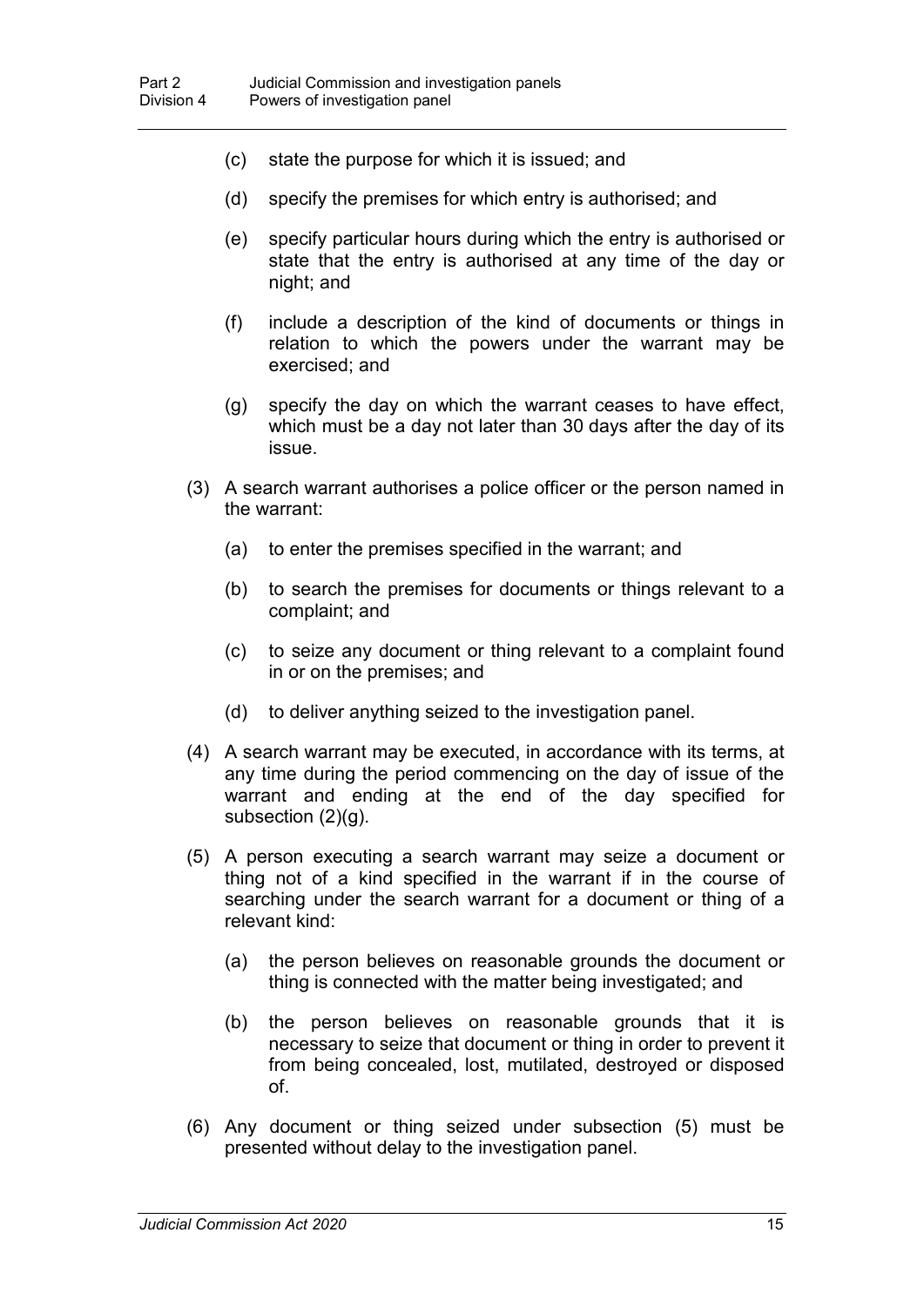(c) state the purpose for which it is issued; and

(d) specify the premises for which entry is authorised; and

(e) specify particular hours during which the entry is authorised or state that the entry is authorised at any time of the day or night; and

(f) include a description of the kind of documents or things in relation to which the powers under the warrant may be exercised; and

(g) specify the day on which the warrant ceases to have effect, which must be a day not later than 30 days after the day of its issue.

(3) A search warrant authorises a police officer or the person named in the warrant:

(a) to enter the premises specified in the warrant; and

(b) to search the premises for documents or things relevant to a complaint; and

(c) to seize any document or thing relevant to a complaint found in or on the premises; and

(d) to deliver anything seized to the investigation panel.

(4) A search warrant may be executed, in accordance with its terms, at any time during the period commencing on the day of issue of the warrant and ending at the end of the day specified for subsection (2)(g).

(5) A person executing a search warrant may seize a document or thing not of a kind specified in the warrant if in the course of searching under the search warrant for a document or thing of a relevant kind:

(a) the person believes on reasonable grounds the document or thing is connected with the matter being investigated; and

(b) the person believes on reasonable grounds that it is necessary to seize that document or thing in order to prevent it from being concealed, lost, mutilated, destroyed or disposed of.

(6) Any document or thing seized under subsection (5) must be presented without delay to the investigation panel.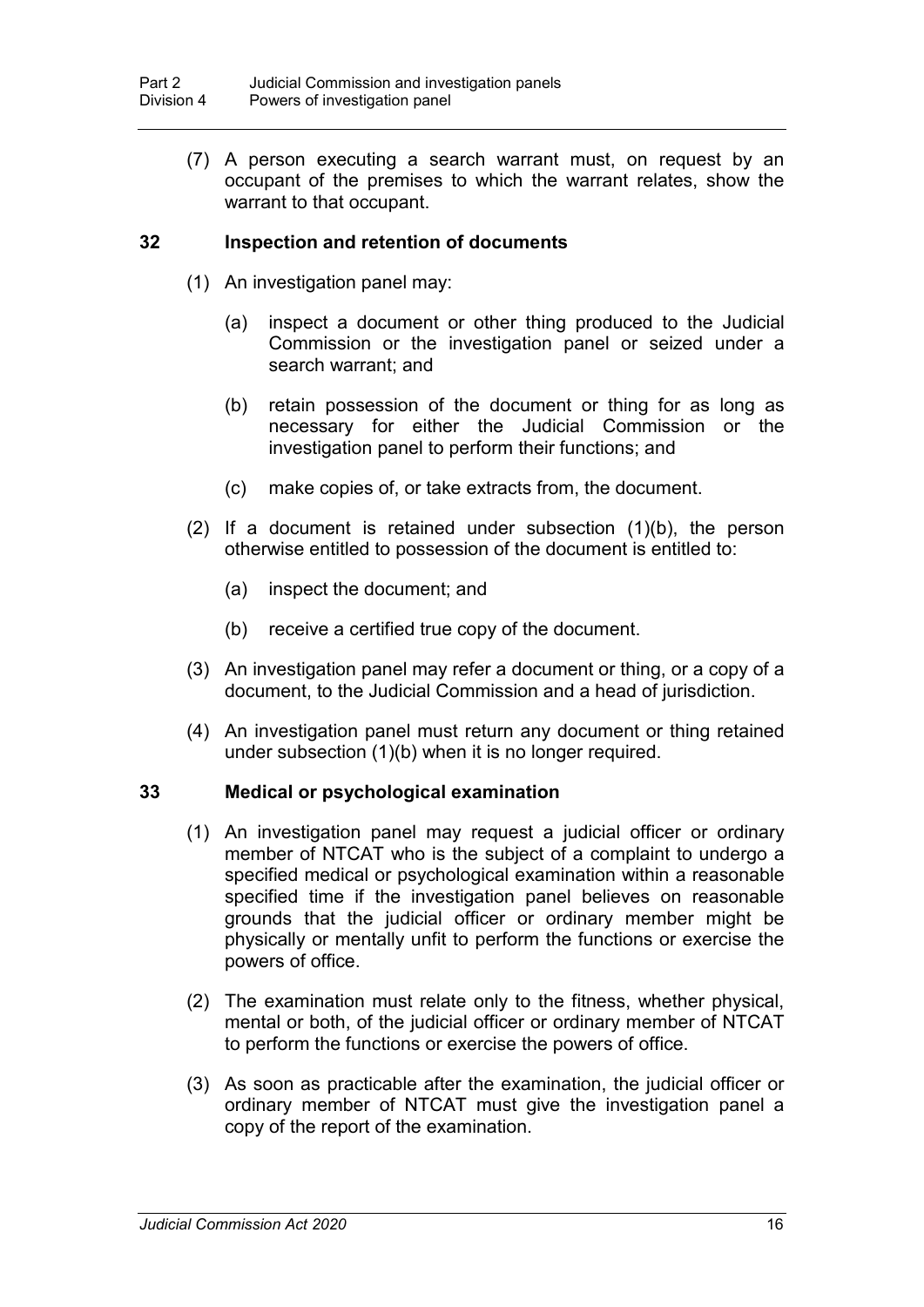(7) A person executing a search warrant must, on request by an occupant of the premises to which the warrant relates, show the warrant to that occupant.

### 32 Inspection and retention of documents

(1) An investigation panel may:

(a) inspect a document or other thing produced to the Judicial Commission or the investigation panel or seized under a search warrant; and

(b) retain possession of the document or thing for as long as necessary for either the Judicial Commission or the investigation panel to perform their functions; and

(c) make copies of, or take extracts from, the document.

(2) If a document is retained under subsection (1)(b), the person otherwise entitled to possession of the document is entitled to:

(a) inspect the document; and

(b) receive a certified true copy of the document.

(3) An investigation panel may refer a document or thing, or a copy of a document, to the Judicial Commission and a head of jurisdiction.

(4) An investigation panel must return any document or thing retained under subsection (1)(b) when it is no longer required.

### 33 Medical or psychological examination

(1) An investigation panel may request a judicial officer or ordinary member of NTCAT who is the subject of a complaint to undergo a specified medical or psychological examination within a reasonable specified time if the investigation panel believes on reasonable grounds that the judicial officer or ordinary member might be physically or mentally unfit to perform the functions or exercise the powers of office.

(2) The examination must relate only to the fitness, whether physical, mental or both, of the judicial officer or ordinary member of NTCAT to perform the functions or exercise the powers of office.

(3) As soon as practicable after the examination, the judicial officer or ordinary member of NTCAT must give the investigation panel a copy of the report of the examination.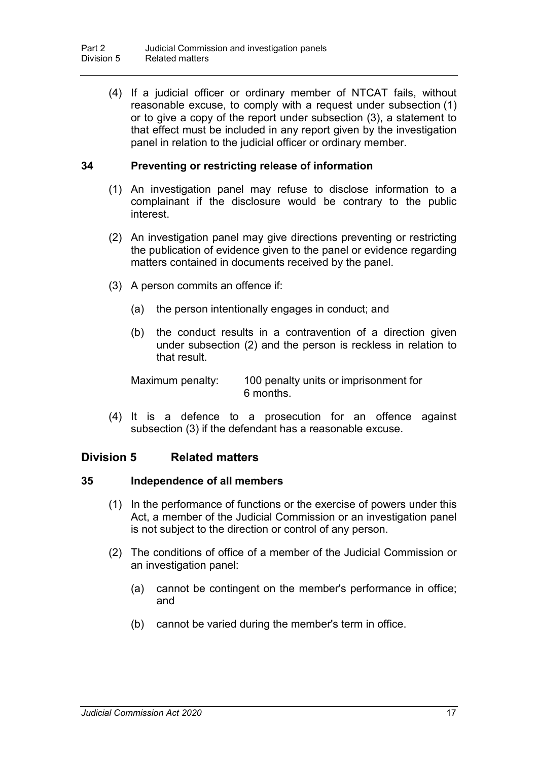(4) If a judicial officer or ordinary member of NTCAT fails, without reasonable excuse, to comply with a request under subsection (1) or to give a copy of the report under subsection (3), a statement to that effect must be included in any report given by the investigation panel in relation to the judicial officer or ordinary member.

### 34 Preventing or restricting release of information

(1) An investigation panel may refuse to disclose information to a complainant if the disclosure would be contrary to the public interest.

(2) An investigation panel may give directions preventing or restricting the publication of evidence given to the panel or evidence regarding matters contained in documents received by the panel.

(3) A person commits an offence if:

(a) the person intentionally engages in conduct; and

(b) the conduct results in a contravention of a direction given under subsection (2) and the person is reckless in relation to that result.

Maximum penalty: 100 penalty units or imprisonment for 6 months.

(4) It is a defence to a prosecution for an offence against subsection (3) if the defendant has a reasonable excuse.

## Division 5 Related matters

### 35 Independence of all members

(1) In the performance of functions or the exercise of powers under this Act, a member of the Judicial Commission or an investigation panel is not subject to the direction or control of any person.

(2) The conditions of office of a member of the Judicial Commission or an investigation panel:

(a) cannot be contingent on the member's performance in office; and

(b) cannot be varied during the member's term in office.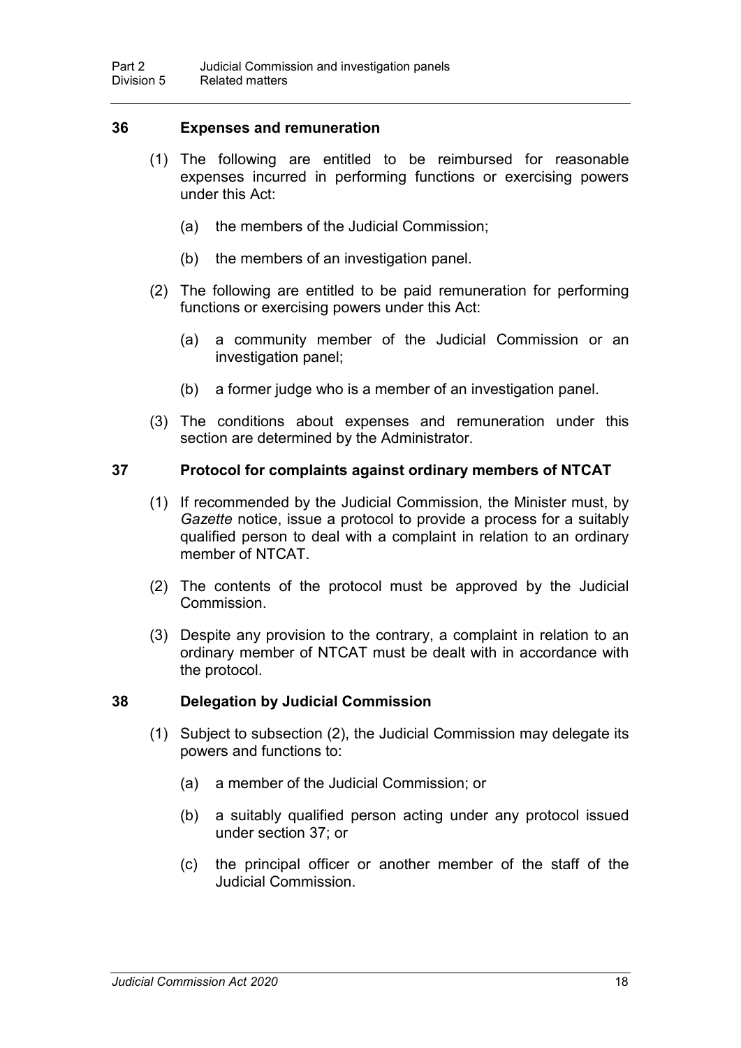### 36 Expenses and remuneration

(1) The following are entitled to be reimbursed for reasonable expenses incurred in performing functions or exercising powers under this Act:

(a) the members of the Judicial Commission;

(b) the members of an investigation panel.

(2) The following are entitled to be paid remuneration for performing functions or exercising powers under this Act:

(a) a community member of the Judicial Commission or an investigation panel;

(b) a former judge who is a member of an investigation panel.

(3) The conditions about expenses and remuneration under this section are determined by the Administrator.

### 37 Protocol for complaints against ordinary members of NTCAT

(1) If recommended by the Judicial Commission, the Minister must, by *Gazette* notice, issue a protocol to provide a process for a suitably qualified person to deal with a complaint in relation to an ordinary member of NTCAT.

(2) The contents of the protocol must be approved by the Judicial Commission.

(3) Despite any provision to the contrary, a complaint in relation to an ordinary member of NTCAT must be dealt with in accordance with the protocol.

### 38 Delegation by Judicial Commission

(1) Subject to subsection (2), the Judicial Commission may delegate its powers and functions to:

(a) a member of the Judicial Commission; or

(b) a suitably qualified person acting under any protocol issued under section 37; or

(c) the principal officer or another member of the staff of the Judicial Commission.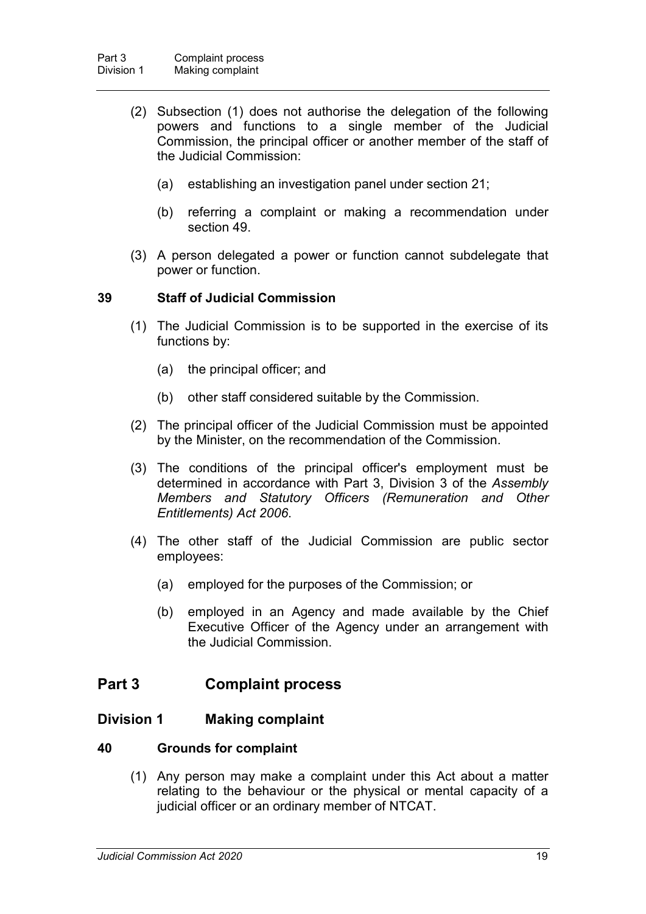(2) Subsection (1) does not authorise the delegation of the following powers and functions to a single member of the Judicial Commission, the principal officer or another member of the staff of the Judicial Commission:

(a) establishing an investigation panel under section 21;

(b) referring a complaint or making a recommendation under section 49.

(3) A person delegated a power or function cannot subdelegate that power or function.

**39 Staff of Judicial Commission**

(1) The Judicial Commission is to be supported in the exercise of its functions by:

(a) the principal officer; and

(b) other staff considered suitable by the Commission.

(2) The principal officer of the Judicial Commission must be appointed by the Minister, on the recommendation of the Commission.

(3) The conditions of the principal officer's employment must be determined in accordance with Part 3, Division 3 of the *Assembly Members and Statutory Officers (Remuneration and Other Entitlements) Act 2006*.

(4) The other staff of the Judicial Commission are public sector employees:

(a) employed for the purposes of the Commission; or

(b) employed in an Agency and made available by the Chief Executive Officer of the Agency under an arrangement with the Judicial Commission.

## Part 3 Complaint process

### Division 1 Making complaint

**40 Grounds for complaint**

(1) Any person may make a complaint under this Act about a matter relating to the behaviour or the physical or mental capacity of a judicial officer or an ordinary member of NTCAT.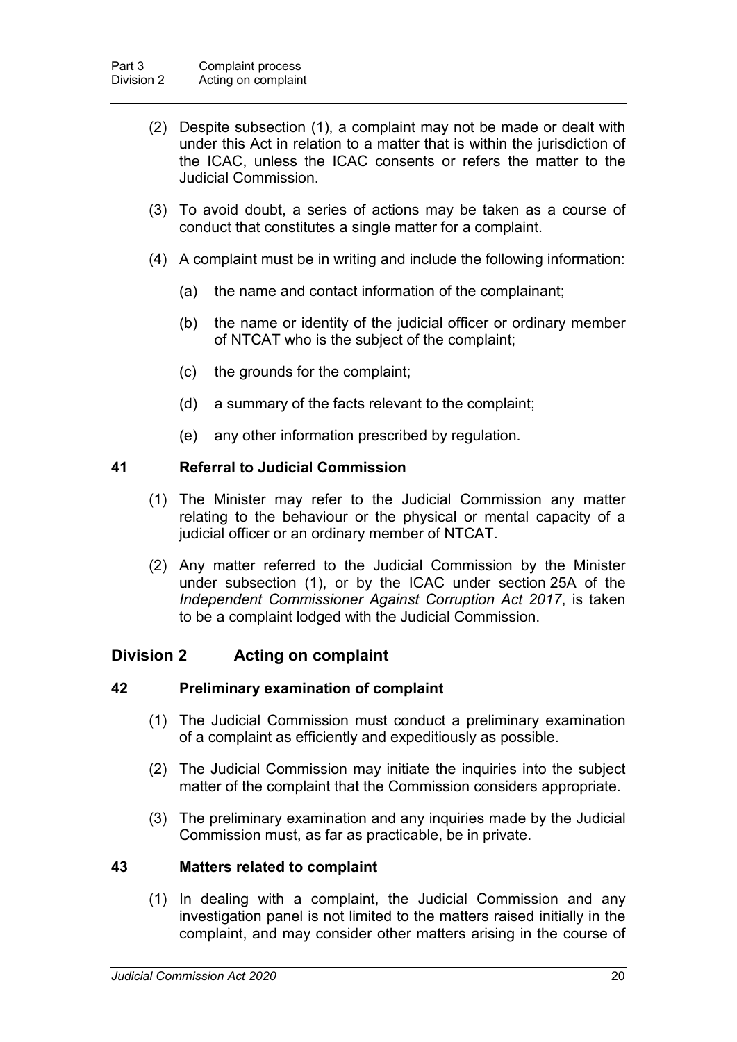(2) Despite subsection (1), a complaint may not be made or dealt with under this Act in relation to a matter that is within the jurisdiction of the ICAC, unless the ICAC consents or refers the matter to the Judicial Commission.

(3) To avoid doubt, a series of actions may be taken as a course of conduct that constitutes a single matter for a complaint.

(4) A complaint must be in writing and include the following information:

(a) the name and contact information of the complainant;

(b) the name or identity of the judicial officer or ordinary member of NTCAT who is the subject of the complaint;

(c) the grounds for the complaint;

(d) a summary of the facts relevant to the complaint;

(e) any other information prescribed by regulation.

### 41 Referral to Judicial Commission

(1) The Minister may refer to the Judicial Commission any matter relating to the behaviour or the physical or mental capacity of a judicial officer or an ordinary member of NTCAT.

(2) Any matter referred to the Judicial Commission by the Minister under subsection (1), or by the ICAC under section 25A of the *Independent Commissioner Against Corruption Act 2017*, is taken to be a complaint lodged with the Judicial Commission.

## Division 2 Acting on complaint

### 42 Preliminary examination of complaint

(1) The Judicial Commission must conduct a preliminary examination of a complaint as efficiently and expeditiously as possible.

(2) The Judicial Commission may initiate the inquiries into the subject matter of the complaint that the Commission considers appropriate.

(3) The preliminary examination and any inquiries made by the Judicial Commission must, as far as practicable, be in private.

### 43 Matters related to complaint

(1) In dealing with a complaint, the Judicial Commission and any investigation panel is not limited to the matters raised initially in the complaint, and may consider other matters arising in the course of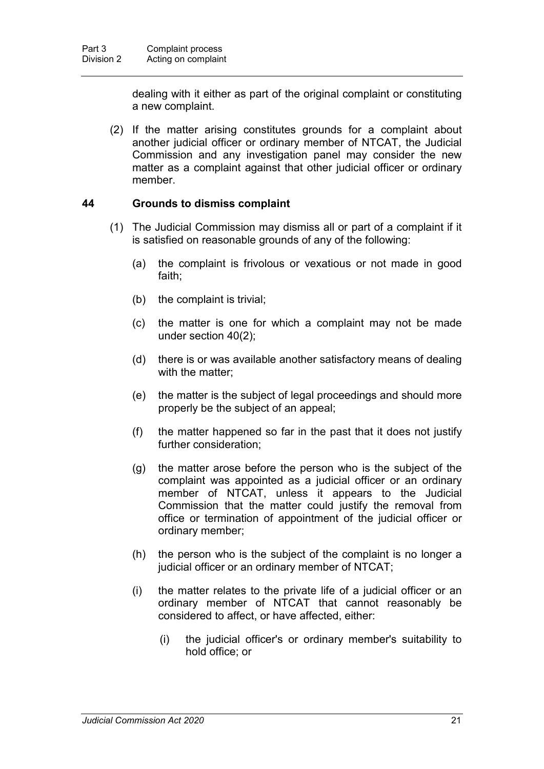dealing with it either as part of the original complaint or constituting a new complaint.

(2) If the matter arising constitutes grounds for a complaint about another judicial officer or ordinary member of NTCAT, the Judicial Commission and any investigation panel may consider the new matter as a complaint against that other judicial officer or ordinary member.

### 44 Grounds to dismiss complaint

(1) The Judicial Commission may dismiss all or part of a complaint if it is satisfied on reasonable grounds of any of the following:

(a) the complaint is frivolous or vexatious or not made in good faith;

(b) the complaint is trivial;

(c) the matter is one for which a complaint may not be made under section 40(2);

(d) there is or was available another satisfactory means of dealing with the matter;

(e) the matter is the subject of legal proceedings and should more properly be the subject of an appeal;

(f) the matter happened so far in the past that it does not justify further consideration;

(g) the matter arose before the person who is the subject of the complaint was appointed as a judicial officer or an ordinary member of NTCAT, unless it appears to the Judicial Commission that the matter could justify the removal from office or termination of appointment of the judicial officer or ordinary member;

(h) the person who is the subject of the complaint is no longer a judicial officer or an ordinary member of NTCAT;

(i) the matter relates to the private life of a judicial officer or an ordinary member of NTCAT that cannot reasonably be considered to affect, or have affected, either:

(i) the judicial officer's or ordinary member's suitability to hold office; or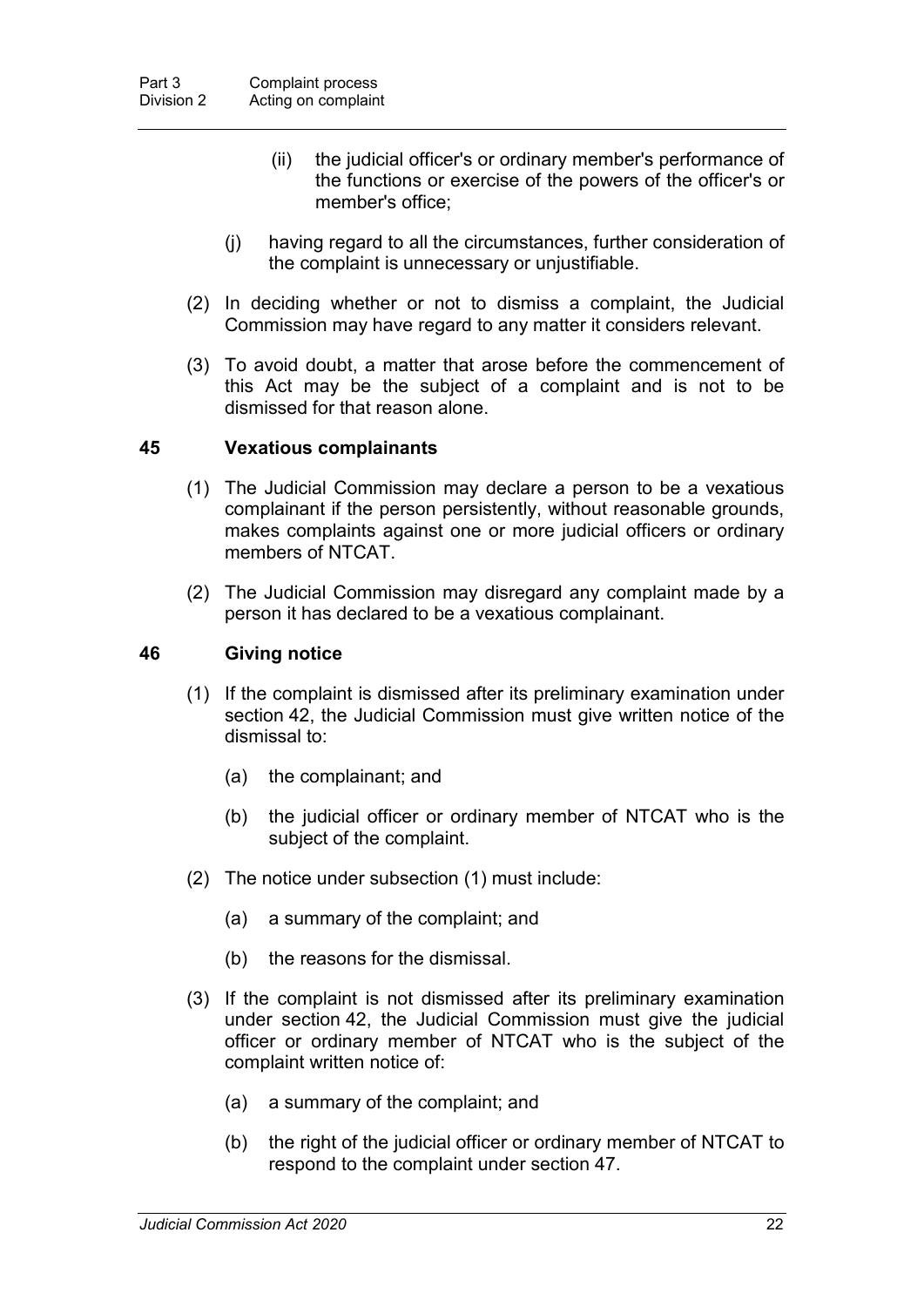(ii) the judicial officer's or ordinary member's performance of the functions or exercise of the powers of the officer's or member's office;

(j) having regard to all the circumstances, further consideration of the complaint is unnecessary or unjustifiable.

(2) In deciding whether or not to dismiss a complaint, the Judicial Commission may have regard to any matter it considers relevant.

(3) To avoid doubt, a matter that arose before the commencement of this Act may be the subject of a complaint and is not to be dismissed for that reason alone.

### 45 Vexatious complainants

(1) The Judicial Commission may declare a person to be a vexatious complainant if the person persistently, without reasonable grounds, makes complaints against one or more judicial officers or ordinary members of NTCAT.

(2) The Judicial Commission may disregard any complaint made by a person it has declared to be a vexatious complainant.

### 46 Giving notice

(1) If the complaint is dismissed after its preliminary examination under section 42, the Judicial Commission must give written notice of the dismissal to:

(a) the complainant; and

(b) the judicial officer or ordinary member of NTCAT who is the subject of the complaint.

(2) The notice under subsection (1) must include:

(a) a summary of the complaint; and

(b) the reasons for the dismissal.

(3) If the complaint is not dismissed after its preliminary examination under section 42, the Judicial Commission must give the judicial officer or ordinary member of NTCAT who is the subject of the complaint written notice of:

(a) a summary of the complaint; and

(b) the right of the judicial officer or ordinary member of NTCAT to respond to the complaint under section 47.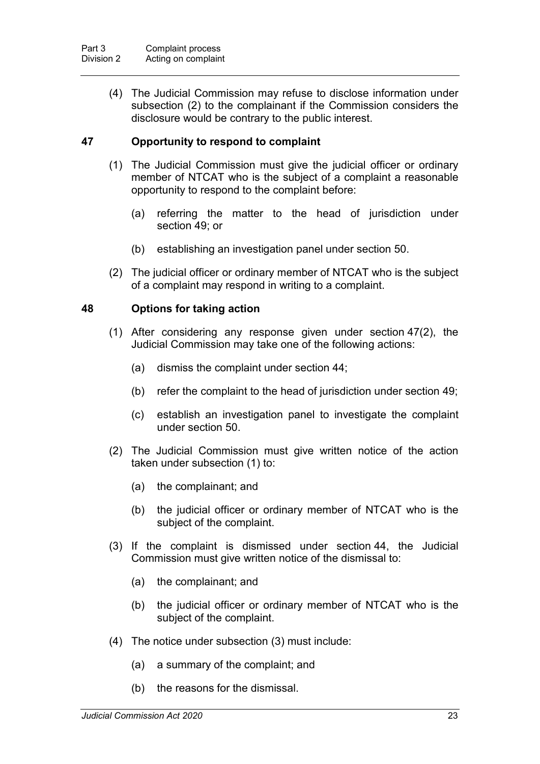(4) The Judicial Commission may refuse to disclose information under subsection (2) to the complainant if the Commission considers the disclosure would be contrary to the public interest.

### 47 Opportunity to respond to complaint

(1) The Judicial Commission must give the judicial officer or ordinary member of NTCAT who is the subject of a complaint a reasonable opportunity to respond to the complaint before:

(a) referring the matter to the head of jurisdiction under section 49; or

(b) establishing an investigation panel under section 50.

(2) The judicial officer or ordinary member of NTCAT who is the subject of a complaint may respond in writing to a complaint.

### 48 Options for taking action

(1) After considering any response given under section 47(2), the Judicial Commission may take one of the following actions:

(a) dismiss the complaint under section 44;

(b) refer the complaint to the head of jurisdiction under section 49;

(c) establish an investigation panel to investigate the complaint under section 50.

(2) The Judicial Commission must give written notice of the action taken under subsection (1) to:

(a) the complainant; and

(b) the judicial officer or ordinary member of NTCAT who is the subject of the complaint.

(3) If the complaint is dismissed under section 44, the Judicial Commission must give written notice of the dismissal to:

(a) the complainant; and

(b) the judicial officer or ordinary member of NTCAT who is the subject of the complaint.

(4) The notice under subsection (3) must include:

(a) a summary of the complaint; and

(b) the reasons for the dismissal.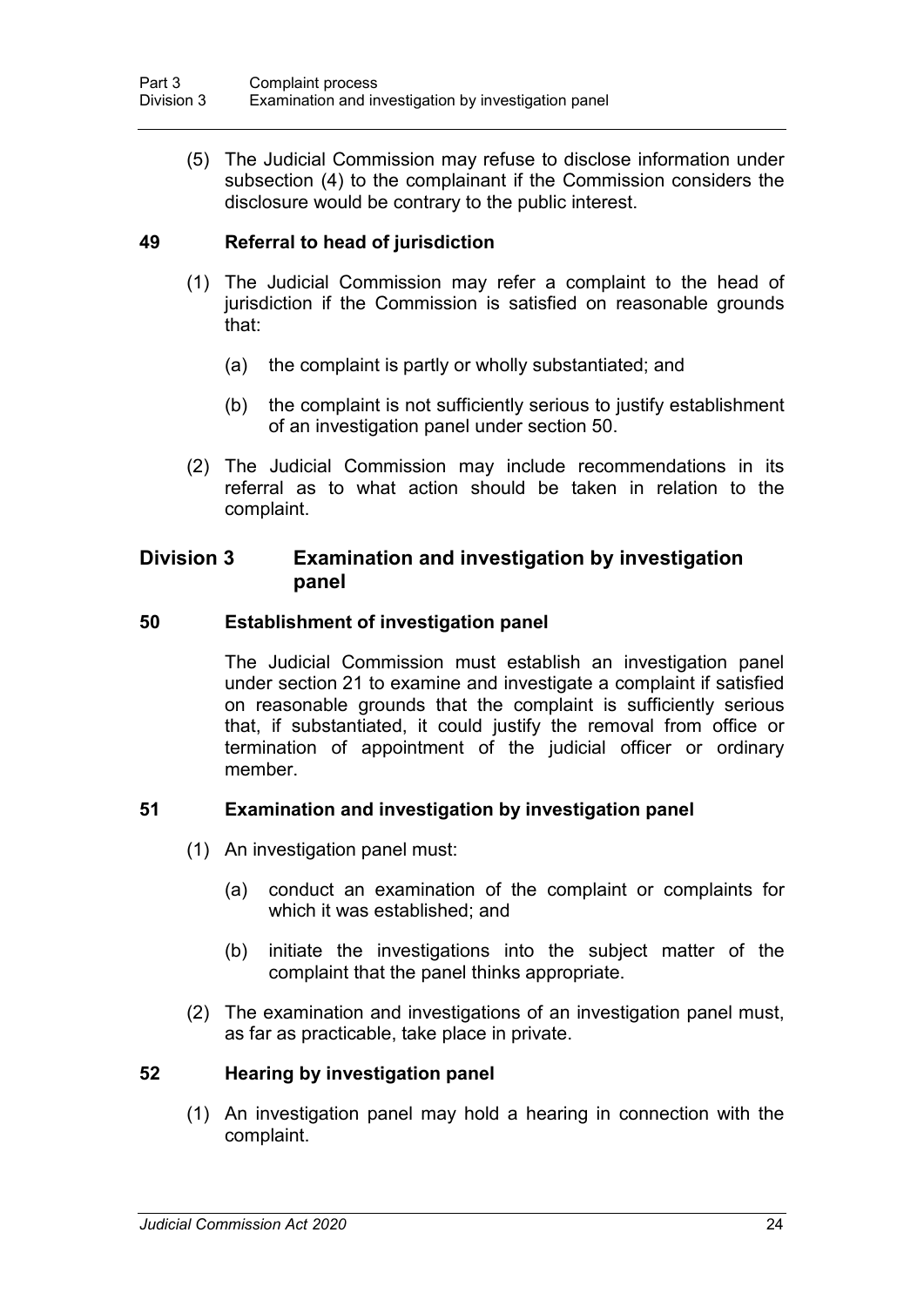(5) The Judicial Commission may refuse to disclose information under subsection (4) to the complainant if the Commission considers the disclosure would be contrary to the public interest.

### 49 Referral to head of jurisdiction

(1) The Judicial Commission may refer a complaint to the head of jurisdiction if the Commission is satisfied on reasonable grounds that:

(a) the complaint is partly or wholly substantiated; and

(b) the complaint is not sufficiently serious to justify establishment of an investigation panel under section 50.

(2) The Judicial Commission may include recommendations in its referral as to what action should be taken in relation to the complaint.

## Division 3 Examination and investigation by investigation panel

### 50 Establishment of investigation panel

The Judicial Commission must establish an investigation panel under section 21 to examine and investigate a complaint if satisfied on reasonable grounds that the complaint is sufficiently serious that, if substantiated, it could justify the removal from office or termination of appointment of the judicial officer or ordinary member.

### 51 Examination and investigation by investigation panel

(1) An investigation panel must:

(a) conduct an examination of the complaint or complaints for which it was established; and

(b) initiate the investigations into the subject matter of the complaint that the panel thinks appropriate.

(2) The examination and investigations of an investigation panel must, as far as practicable, take place in private.

### 52 Hearing by investigation panel

(1) An investigation panel may hold a hearing in connection with the complaint.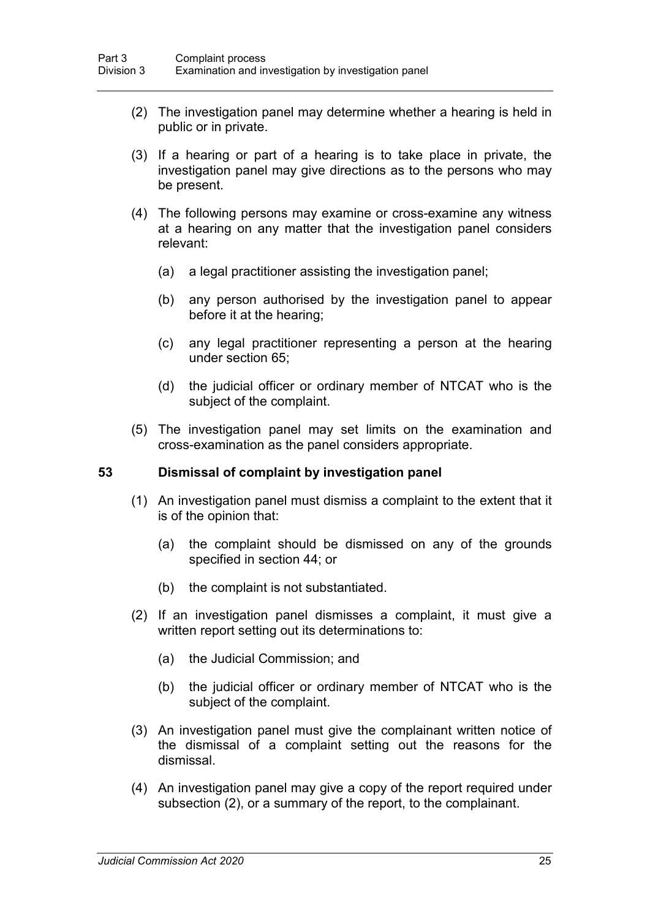(2) The investigation panel may determine whether a hearing is held in public or in private.

(3) If a hearing or part of a hearing is to take place in private, the investigation panel may give directions as to the persons who may be present.

(4) The following persons may examine or cross-examine any witness at a hearing on any matter that the investigation panel considers relevant:

(a) a legal practitioner assisting the investigation panel;

(b) any person authorised by the investigation panel to appear before it at the hearing;

(c) any legal practitioner representing a person at the hearing under section 65;

(d) the judicial officer or ordinary member of NTCAT who is the subject of the complaint.

(5) The investigation panel may set limits on the examination and cross-examination as the panel considers appropriate.

### 53 Dismissal of complaint by investigation panel

(1) An investigation panel must dismiss a complaint to the extent that it is of the opinion that:

(a) the complaint should be dismissed on any of the grounds specified in section 44; or

(b) the complaint is not substantiated.

(2) If an investigation panel dismisses a complaint, it must give a written report setting out its determinations to:

(a) the Judicial Commission; and

(b) the judicial officer or ordinary member of NTCAT who is the subject of the complaint.

(3) An investigation panel must give the complainant written notice of the dismissal of a complaint setting out the reasons for the dismissal.

(4) An investigation panel may give a copy of the report required under subsection (2), or a summary of the report, to the complainant.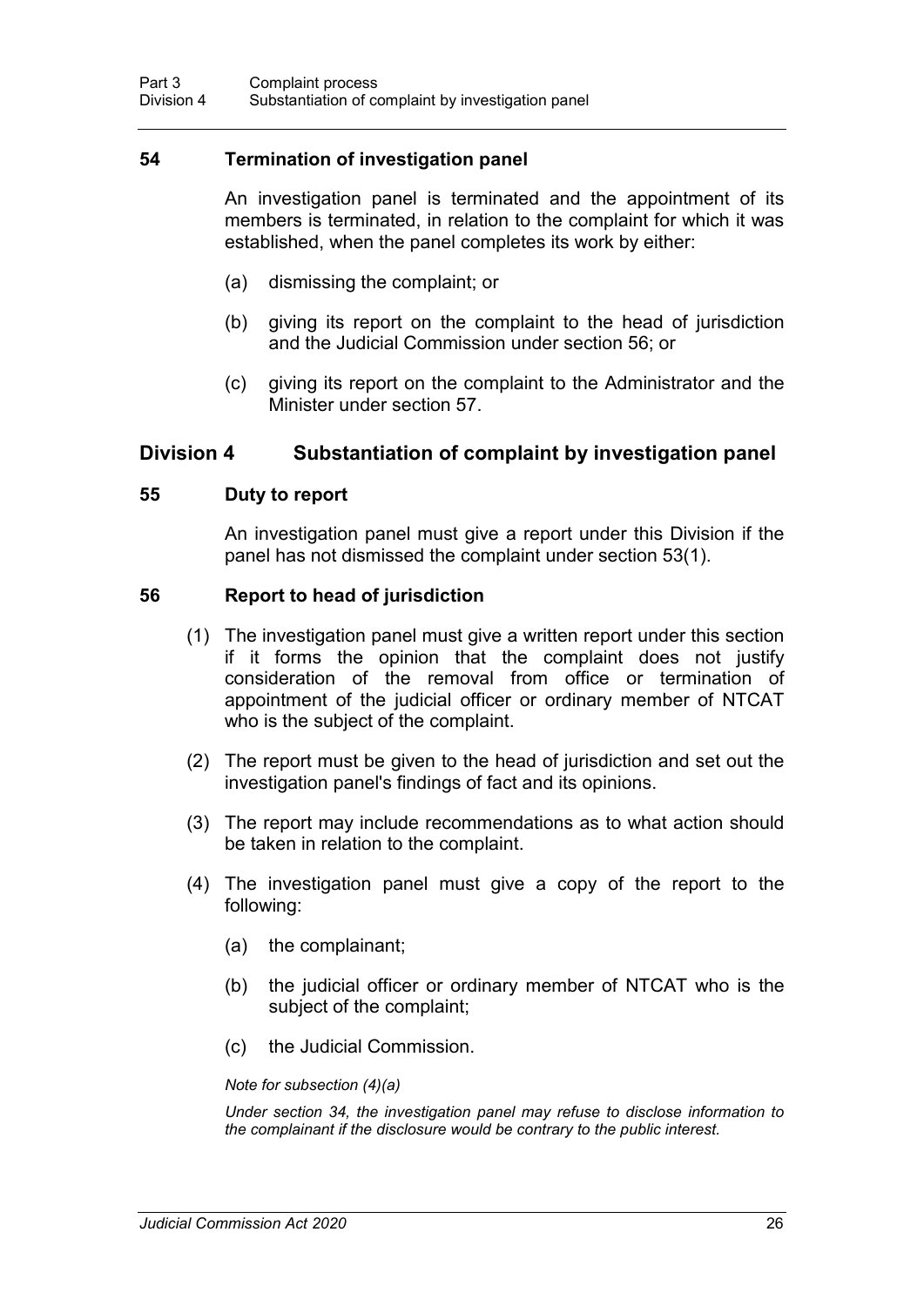### 54 Termination of investigation panel

An investigation panel is terminated and the appointment of its members is terminated, in relation to the complaint for which it was established, when the panel completes its work by either:

(a) dismissing the complaint; or

(b) giving its report on the complaint to the head of jurisdiction and the Judicial Commission under section 56; or

(c) giving its report on the complaint to the Administrator and the Minister under section 57.

## Division 4 Substantiation of complaint by investigation panel

### 55 Duty to report

An investigation panel must give a report under this Division if the panel has not dismissed the complaint under section 53(1).

### 56 Report to head of jurisdiction

(1) The investigation panel must give a written report under this section if it forms the opinion that the complaint does not justify consideration of the removal from office or termination of appointment of the judicial officer or ordinary member of NTCAT who is the subject of the complaint.

(2) The report must be given to the head of jurisdiction and set out the investigation panel's findings of fact and its opinions.

(3) The report may include recommendations as to what action should be taken in relation to the complaint.

(4) The investigation panel must give a copy of the report to the following:

(a) the complainant;

(b) the judicial officer or ordinary member of NTCAT who is the subject of the complaint;

(c) the Judicial Commission.

*Note for subsection (4)(a)*

*Under section 34, the investigation panel may refuse to disclose information to the complainant if the disclosure would be contrary to the public interest.*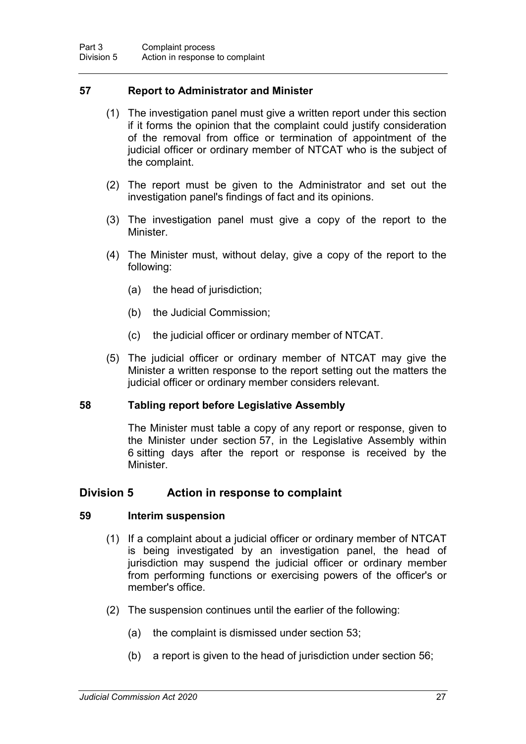### 57 Report to Administrator and Minister

(1) The investigation panel must give a written report under this section if it forms the opinion that the complaint could justify consideration of the removal from office or termination of appointment of the judicial officer or ordinary member of NTCAT who is the subject of the complaint.

(2) The report must be given to the Administrator and set out the investigation panel's findings of fact and its opinions.

(3) The investigation panel must give a copy of the report to the Minister.

(4) The Minister must, without delay, give a copy of the report to the following:

(a) the head of jurisdiction;

(b) the Judicial Commission;

(c) the judicial officer or ordinary member of NTCAT.

(5) The judicial officer or ordinary member of NTCAT may give the Minister a written response to the report setting out the matters the judicial officer or ordinary member considers relevant.

### 58 Tabling report before Legislative Assembly

The Minister must table a copy of any report or response, given to the Minister under section 57, in the Legislative Assembly within 6 sitting days after the report or response is received by the Minister.

## Division 5 Action in response to complaint

### 59 Interim suspension

(1) If a complaint about a judicial officer or ordinary member of NTCAT is being investigated by an investigation panel, the head of jurisdiction may suspend the judicial officer or ordinary member from performing functions or exercising powers of the officer's or member's office.

(2) The suspension continues until the earlier of the following:

(a) the complaint is dismissed under section 53;

(b) a report is given to the head of jurisdiction under section 56;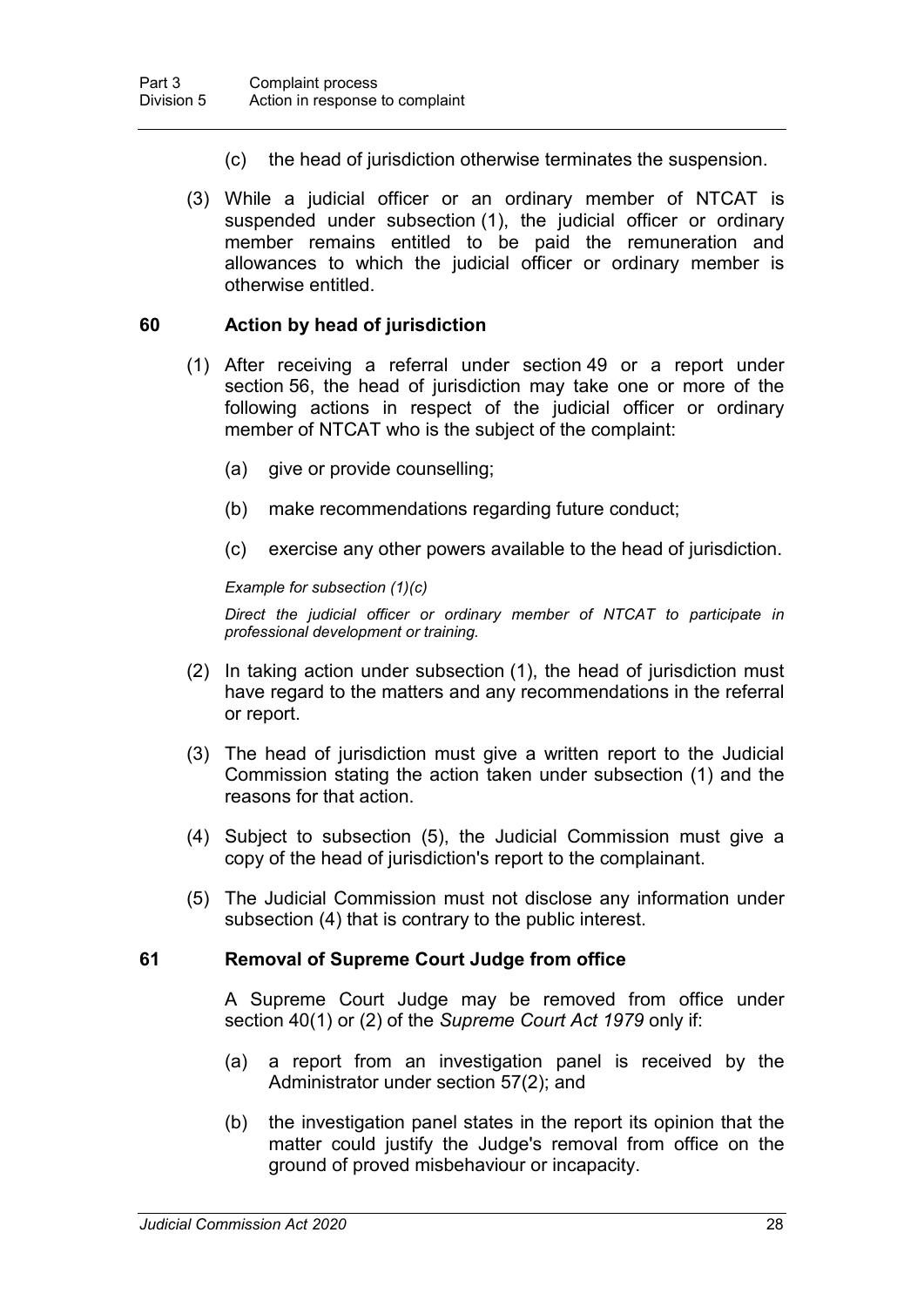(c) the head of jurisdiction otherwise terminates the suspension.

(3) While a judicial officer or an ordinary member of NTCAT is suspended under subsection (1), the judicial officer or ordinary member remains entitled to be paid the remuneration and allowances to which the judicial officer or ordinary member is otherwise entitled.

### 60 Action by head of jurisdiction

(1) After receiving a referral under section 49 or a report under section 56, the head of jurisdiction may take one or more of the following actions in respect of the judicial officer or ordinary member of NTCAT who is the subject of the complaint:

(a) give or provide counselling;

(b) make recommendations regarding future conduct;

(c) exercise any other powers available to the head of jurisdiction.

*Example for subsection (1)(c)*

*Direct the judicial officer or ordinary member of NTCAT to participate in professional development or training.*

(2) In taking action under subsection (1), the head of jurisdiction must have regard to the matters and any recommendations in the referral or report.

(3) The head of jurisdiction must give a written report to the Judicial Commission stating the action taken under subsection (1) and the reasons for that action.

(4) Subject to subsection (5), the Judicial Commission must give a copy of the head of jurisdiction's report to the complainant.

(5) The Judicial Commission must not disclose any information under subsection (4) that is contrary to the public interest.

### 61 Removal of Supreme Court Judge from office

A Supreme Court Judge may be removed from office under section 40(1) or (2) of the *Supreme Court Act 1979* only if:

(a) a report from an investigation panel is received by the Administrator under section 57(2); and

(b) the investigation panel states in the report its opinion that the matter could justify the Judge's removal from office on the ground of proved misbehaviour or incapacity.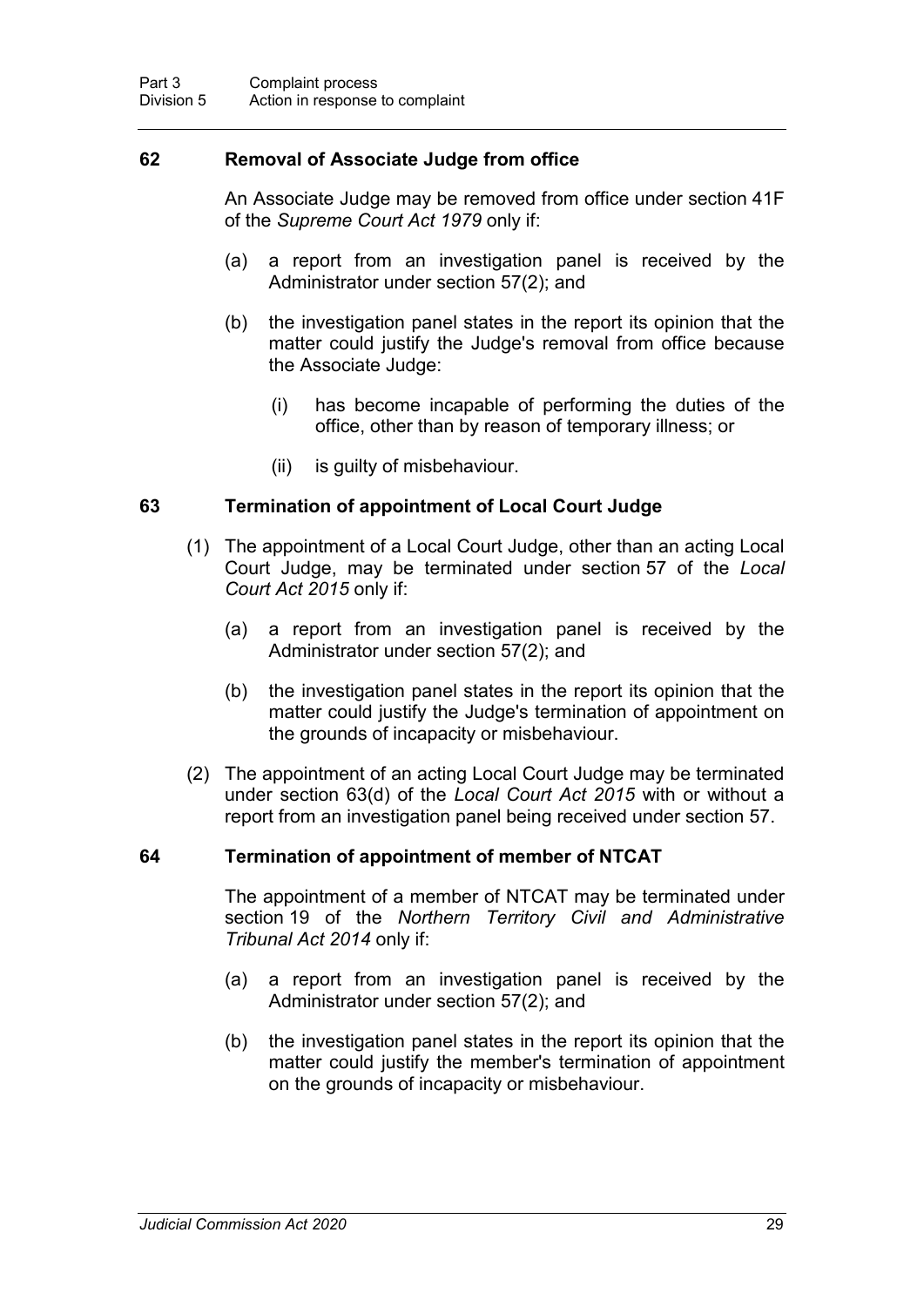### 62 Removal of Associate Judge from office

An Associate Judge may be removed from office under section 41F of the *Supreme Court Act 1979* only if:

(a) a report from an investigation panel is received by the Administrator under section 57(2); and

(b) the investigation panel states in the report its opinion that the matter could justify the Judge's removal from office because the Associate Judge:

(i) has become incapable of performing the duties of the office, other than by reason of temporary illness; or

(ii) is guilty of misbehaviour.

### 63 Termination of appointment of Local Court Judge

(1) The appointment of a Local Court Judge, other than an acting Local Court Judge, may be terminated under section 57 of the *Local Court Act 2015* only if:

(a) a report from an investigation panel is received by the Administrator under section 57(2); and

(b) the investigation panel states in the report its opinion that the matter could justify the Judge's termination of appointment on the grounds of incapacity or misbehaviour.

(2) The appointment of an acting Local Court Judge may be terminated under section 63(d) of the *Local Court Act 2015* with or without a report from an investigation panel being received under section 57.

### 64 Termination of appointment of member of NTCAT

The appointment of a member of NTCAT may be terminated under section 19 of the *Northern Territory Civil and Administrative Tribunal Act 2014* only if:

(a) a report from an investigation panel is received by the Administrator under section 57(2); and

(b) the investigation panel states in the report its opinion that the matter could justify the member's termination of appointment on the grounds of incapacity or misbehaviour.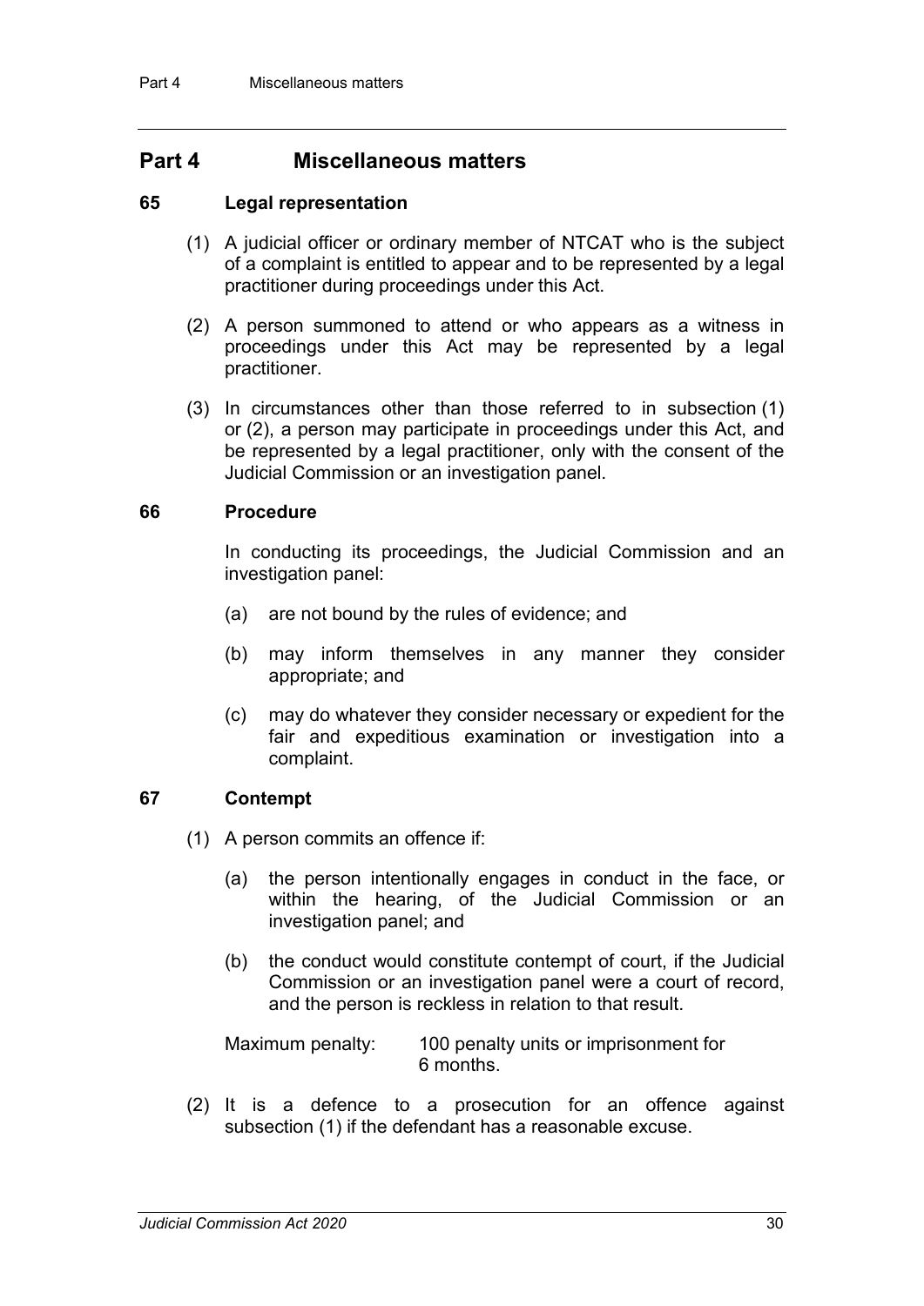# Part 4 Miscellaneous matters

### 65 Legal representation

(1) A judicial officer or ordinary member of NTCAT who is the subject of a complaint is entitled to appear and to be represented by a legal practitioner during proceedings under this Act.

(2) A person summoned to attend or who appears as a witness in proceedings under this Act may be represented by a legal practitioner.

(3) In circumstances other than those referred to in subsection (1) or (2), a person may participate in proceedings under this Act, and be represented by a legal practitioner, only with the consent of the Judicial Commission or an investigation panel.

### 66 Procedure

In conducting its proceedings, the Judicial Commission and an investigation panel:

(a) are not bound by the rules of evidence; and

(b) may inform themselves in any manner they consider appropriate; and

(c) may do whatever they consider necessary or expedient for the fair and expeditious examination or investigation into a complaint.

### 67 Contempt

(1) A person commits an offence if:

(a) the person intentionally engages in conduct in the face, or within the hearing, of the Judicial Commission or an investigation panel; and

(b) the conduct would constitute contempt of court, if the Judicial Commission or an investigation panel were a court of record, and the person is reckless in relation to that result.

Maximum penalty: 100 penalty units or imprisonment for 6 months.

(2) It is a defence to a prosecution for an offence against subsection (1) if the defendant has a reasonable excuse.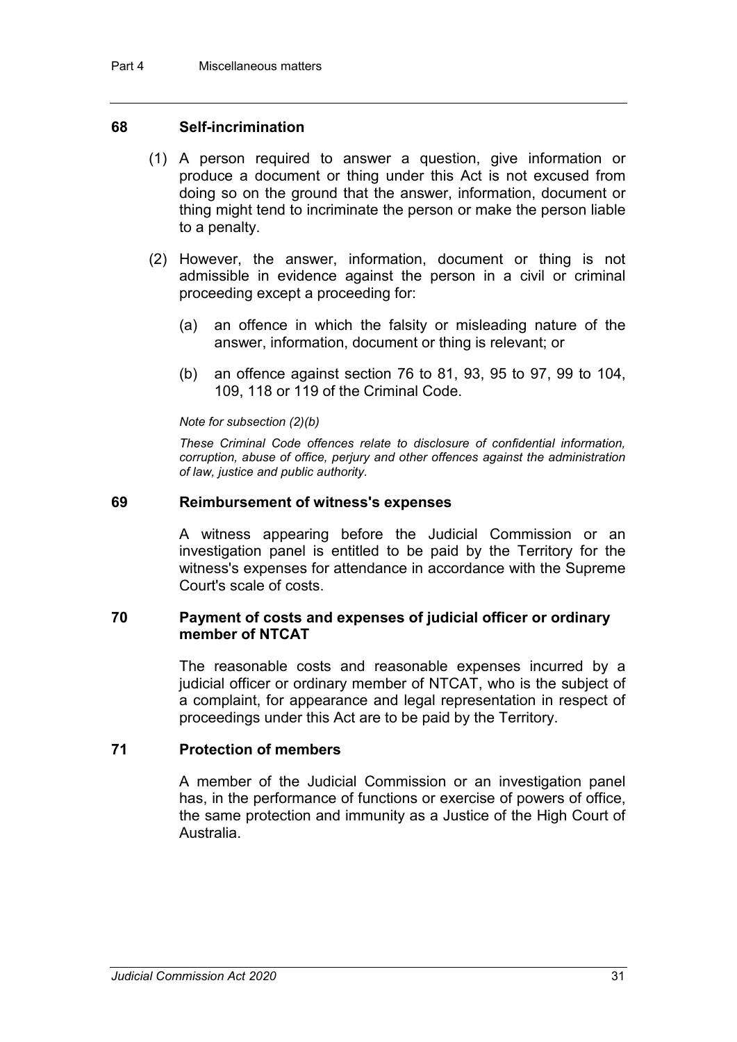### 68 Self-incrimination

(1) A person required to answer a question, give information or produce a document or thing under this Act is not excused from doing so on the ground that the answer, information, document or thing might tend to incriminate the person or make the person liable to a penalty.

(2) However, the answer, information, document or thing is not admissible in evidence against the person in a civil or criminal proceeding except a proceeding for:

(a) an offence in which the falsity or misleading nature of the answer, information, document or thing is relevant; or

(b) an offence against section 76 to 81, 93, 95 to 97, 99 to 104, 109, 118 or 119 of the Criminal Code.

*Note for subsection (2)(b)*

*These Criminal Code offences relate to disclosure of confidential information, corruption, abuse of office, perjury and other offences against the administration of law, justice and public authority.*

### 69 Reimbursement of witness's expenses

A witness appearing before the Judicial Commission or an investigation panel is entitled to be paid by the Territory for the witness's expenses for attendance in accordance with the Supreme Court's scale of costs.

### 70 Payment of costs and expenses of judicial officer or ordinary member of NTCAT

The reasonable costs and reasonable expenses incurred by a judicial officer or ordinary member of NTCAT, who is the subject of a complaint, for appearance and legal representation in respect of proceedings under this Act are to be paid by the Territory.

### 71 Protection of members

A member of the Judicial Commission or an investigation panel has, in the performance of functions or exercise of powers of office, the same protection and immunity as a Justice of the High Court of Australia.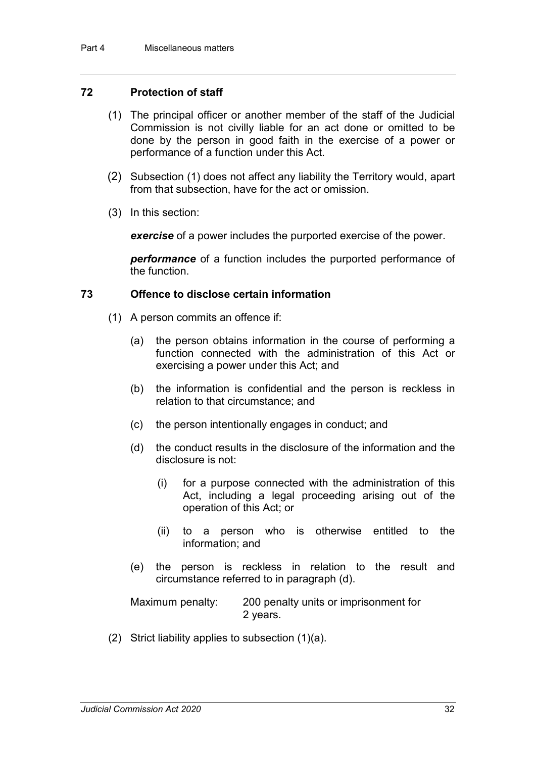### 72 Protection of staff

(1) The principal officer or another member of the staff of the Judicial Commission is not civilly liable for an act done or omitted to be done by the person in good faith in the exercise of a power or performance of a function under this Act.

(2) Subsection (1) does not affect any liability the Territory would, apart from that subsection, have for the act or omission.

(3) In this section:

***exercise*** of a power includes the purported exercise of the power.

***performance*** of a function includes the purported performance of the function.

### 73 Offence to disclose certain information

(1) A person commits an offence if:

(a) the person obtains information in the course of performing a function connected with the administration of this Act or exercising a power under this Act; and

(b) the information is confidential and the person is reckless in relation to that circumstance; and

(c) the person intentionally engages in conduct; and

(d) the conduct results in the disclosure of the information and the disclosure is not:

(i) for a purpose connected with the administration of this Act, including a legal proceeding arising out of the operation of this Act; or

(ii) to a person who is otherwise entitled to the information; and

(e) the person is reckless in relation to the result and circumstance referred to in paragraph (d).

Maximum penalty: 200 penalty units or imprisonment for 2 years.

(2) Strict liability applies to subsection (1)(a).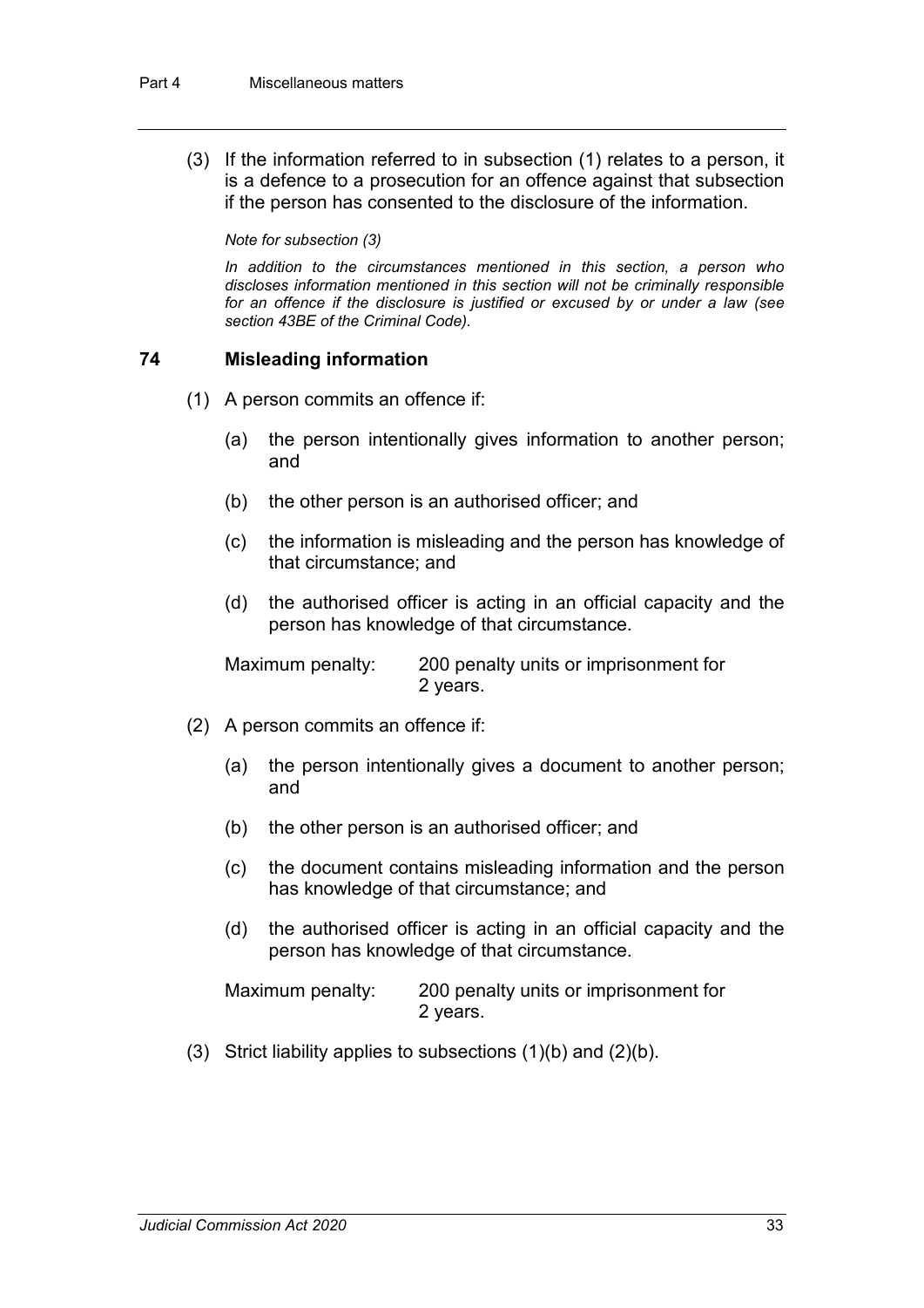(3) If the information referred to in subsection (1) relates to a person, it is a defence to a prosecution for an offence against that subsection if the person has consented to the disclosure of the information.

*Note for subsection (3)*

*In addition to the circumstances mentioned in this section, a person who discloses information mentioned in this section will not be criminally responsible for an offence if the disclosure is justified or excused by or under a law (see section 43BE of the Criminal Code).*

## 74 Misleading information

(1) A person commits an offence if:

(a) the person intentionally gives information to another person; and

(b) the other person is an authorised officer; and

(c) the information is misleading and the person has knowledge of that circumstance; and

(d) the authorised officer is acting in an official capacity and the person has knowledge of that circumstance.

Maximum penalty: 200 penalty units or imprisonment for 2 years.

(2) A person commits an offence if:

(a) the person intentionally gives a document to another person; and

(b) the other person is an authorised officer; and

(c) the document contains misleading information and the person has knowledge of that circumstance; and

(d) the authorised officer is acting in an official capacity and the person has knowledge of that circumstance.

Maximum penalty: 200 penalty units or imprisonment for 2 years.

(3) Strict liability applies to subsections (1)(b) and (2)(b).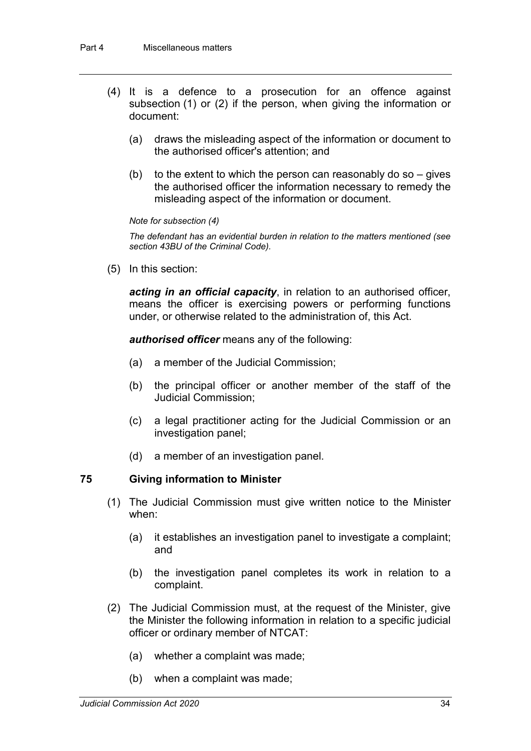(4) It is a defence to a prosecution for an offence against subsection (1) or (2) if the person, when giving the information or document:

(a) draws the misleading aspect of the information or document to the authorised officer's attention; and

(b) to the extent to which the person can reasonably do so – gives the authorised officer the information necessary to remedy the misleading aspect of the information or document.

*Note for subsection (4)*

*The defendant has an evidential burden in relation to the matters mentioned (see section 43BU of the Criminal Code).*

(5) In this section:

***acting in an official capacity***, in relation to an authorised officer, means the officer is exercising powers or performing functions under, or otherwise related to the administration of, this Act.

***authorised officer*** means any of the following:

(a) a member of the Judicial Commission;

(b) the principal officer or another member of the staff of the Judicial Commission;

(c) a legal practitioner acting for the Judicial Commission or an investigation panel;

(d) a member of an investigation panel.

### 75 Giving information to Minister

(1) The Judicial Commission must give written notice to the Minister when:

(a) it establishes an investigation panel to investigate a complaint; and

(b) the investigation panel completes its work in relation to a complaint.

(2) The Judicial Commission must, at the request of the Minister, give the Minister the following information in relation to a specific judicial officer or ordinary member of NTCAT:

(a) whether a complaint was made;

(b) when a complaint was made;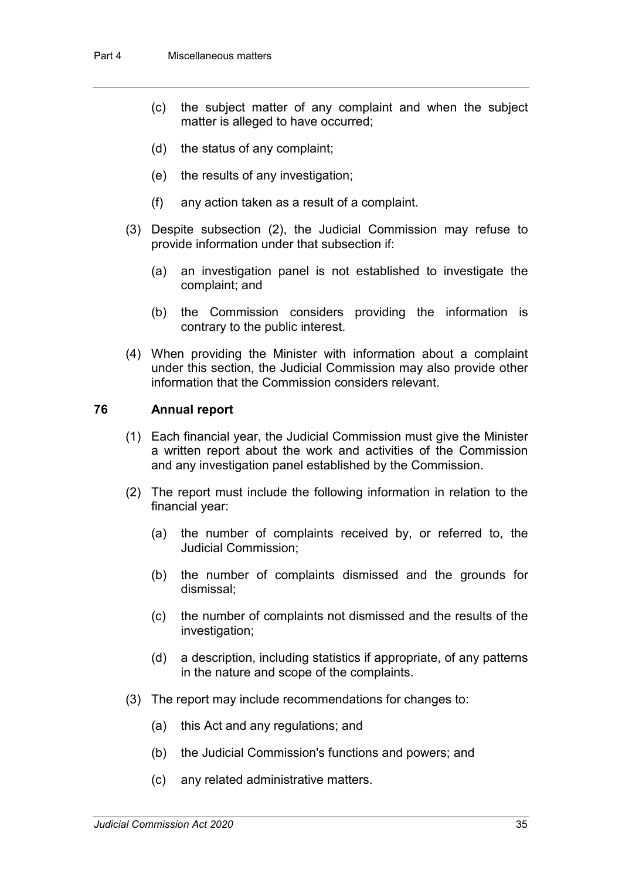(c) the subject matter of any complaint and when the subject matter is alleged to have occurred;

(d) the status of any complaint;

(e) the results of any investigation;

(f) any action taken as a result of a complaint.

(3) Despite subsection (2), the Judicial Commission may refuse to provide information under that subsection if:

(a) an investigation panel is not established to investigate the complaint; and

(b) the Commission considers providing the information is contrary to the public interest.

(4) When providing the Minister with information about a complaint under this section, the Judicial Commission may also provide other information that the Commission considers relevant.

### 76 Annual report

(1) Each financial year, the Judicial Commission must give the Minister a written report about the work and activities of the Commission and any investigation panel established by the Commission.

(2) The report must include the following information in relation to the financial year:

(a) the number of complaints received by, or referred to, the Judicial Commission;

(b) the number of complaints dismissed and the grounds for dismissal;

(c) the number of complaints not dismissed and the results of the investigation;

(d) a description, including statistics if appropriate, of any patterns in the nature and scope of the complaints.

(3) The report may include recommendations for changes to:

(a) this Act and any regulations; and

(b) the Judicial Commission's functions and powers; and

(c) any related administrative matters.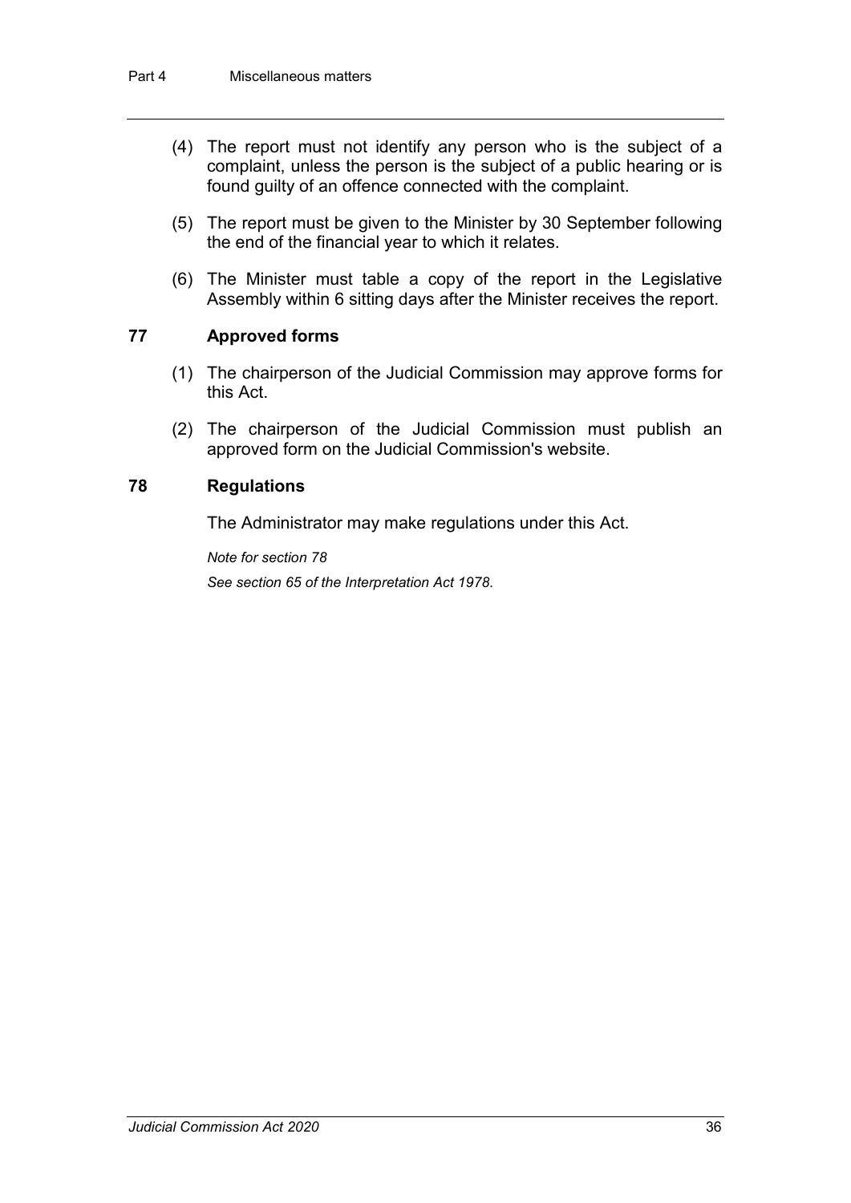(4) The report must not identify any person who is the subject of a complaint, unless the person is the subject of a public hearing or is found guilty of an offence connected with the complaint.

(5) The report must be given to the Minister by 30 September following the end of the financial year to which it relates.

(6) The Minister must table a copy of the report in the Legislative Assembly within 6 sitting days after the Minister receives the report.

### 77 Approved forms

(1) The chairperson of the Judicial Commission may approve forms for this Act.

(2) The chairperson of the Judicial Commission must publish an approved form on the Judicial Commission's website.

### 78 Regulations

The Administrator may make regulations under this Act.

*Note for section 78*

*See section 65 of the Interpretation Act 1978.*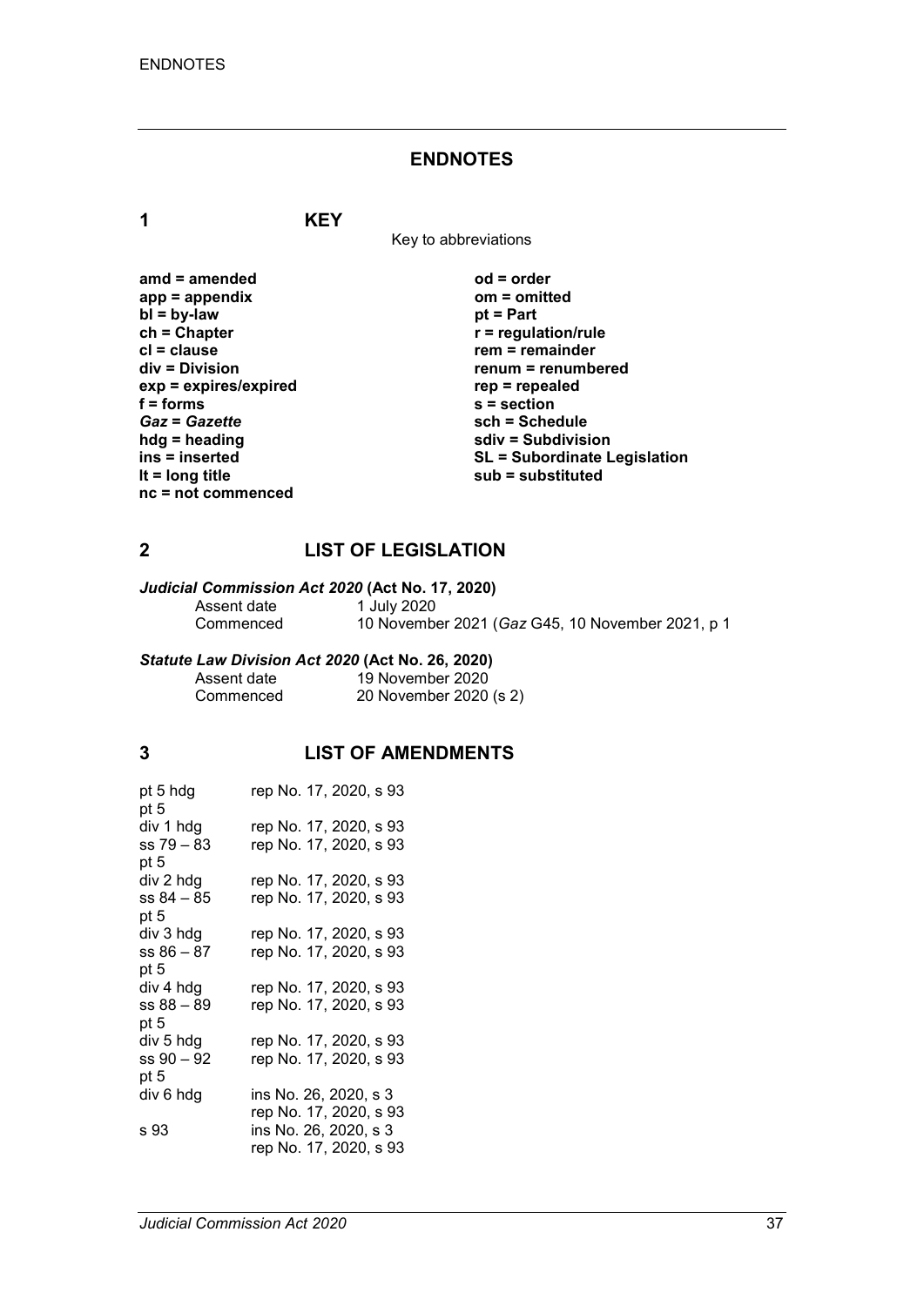# ENDNOTES

## 1 KEY

Key to abbreviations

| | |
|---|---|
| **amd = amended** | **od = order** |
| **app = appendix** | **om = omitted** |
| **bl = by-law** | **pt = Part** |
| **ch = Chapter** | **r = regulation/rule** |
| **cl = clause** | **rem = remainder** |
| **div = Division** | **renum = renumbered** |
| **exp = expires/expired** | **rep = repealed** |
| **f = forms** | **s = section** |
| ***Gaz* = *Gazette*** | **sch = Schedule** |
| **hdg = heading** | **sdiv = Subdivision** |
| **ins = inserted** | **SL = Subordinate Legislation** |
| **lt = long title** | **sub = substituted** |
| **nc = not commenced** | |

## 2 LIST OF LEGISLATION

***Judicial Commission Act 2020* (Act No. 17, 2020)**

| | |
|---|---|
| Assent date | 1 July 2020 |
| Commenced | 10 November 2021 (*Gaz* G45, 10 November 2021, p 1 |

***Statute Law Division Act 2020* (Act No. 26, 2020)**

| | |
|---|---|
| Assent date | 19 November 2020 |
| Commenced | 20 November 2020 (s 2) |

## 3 LIST OF AMENDMENTS

| | |
|---|---|
| pt 5 hdg | rep No. 17, 2020, s 93 |
| pt 5 | |
| div 1 hdg | rep No. 17, 2020, s 93 |
| ss 79 – 83 | rep No. 17, 2020, s 93 |
| pt 5 | |
| div 2 hdg | rep No. 17, 2020, s 93 |
| ss 84 – 85 | rep No. 17, 2020, s 93 |
| pt 5 | |
| div 3 hdg | rep No. 17, 2020, s 93 |
| ss 86 – 87 | rep No. 17, 2020, s 93 |
| pt 5 | |
| div 4 hdg | rep No. 17, 2020, s 93 |
| ss 88 – 89 | rep No. 17, 2020, s 93 |
| pt 5 | |
| div 5 hdg | rep No. 17, 2020, s 93 |
| ss 90 – 92 | rep No. 17, 2020, s 93 |
| pt 5 | |
| div 6 hdg | ins No. 26, 2020, s 3 |
| | rep No. 17, 2020, s 93 |
| s 93 | ins No. 26, 2020, s 3 |
| | rep No. 17, 2020, s 93 |